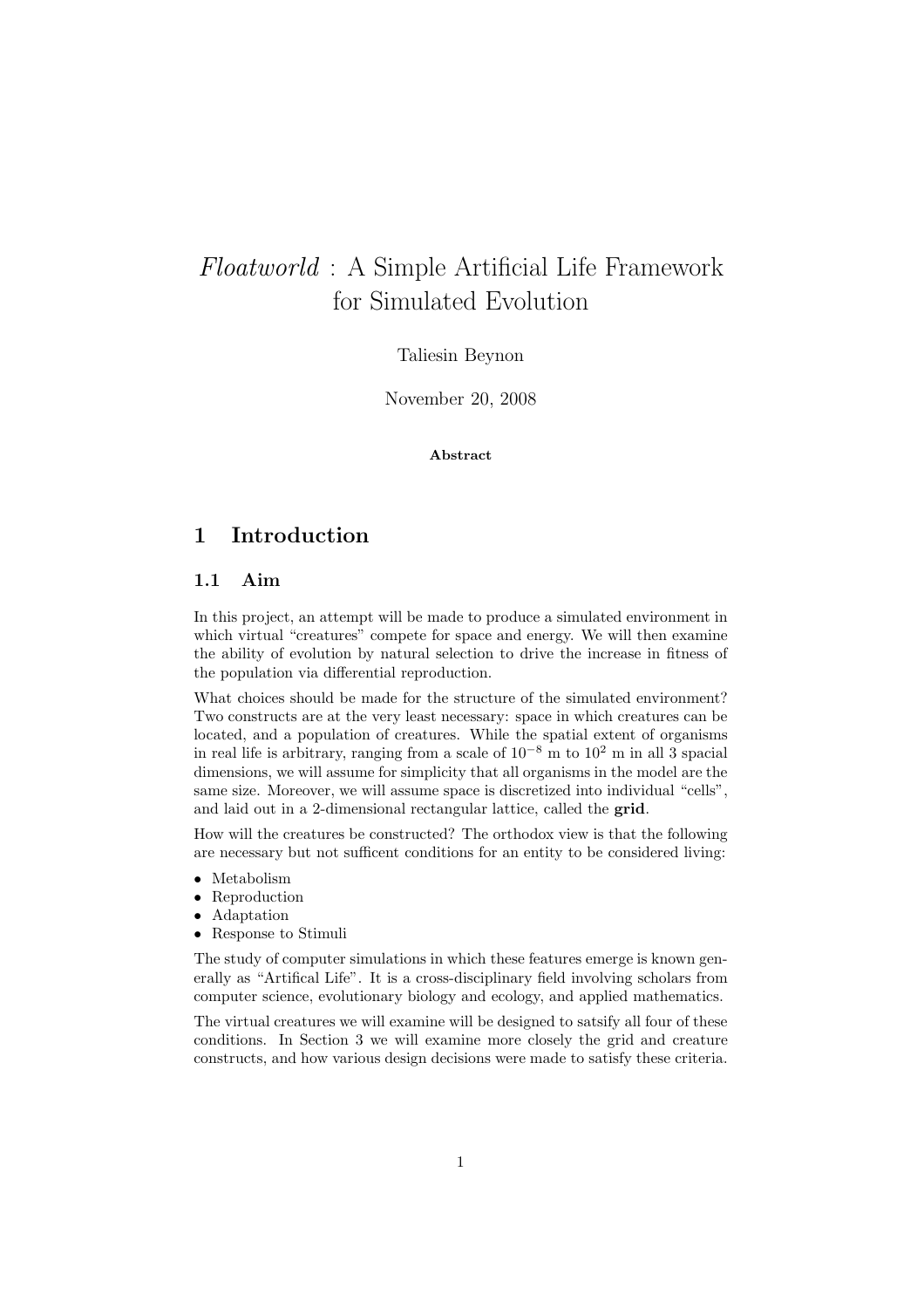# *Floatworld* : A Simple Artificial Life Framework for Simulated Evolution

Taliesin Beynon

November 20, 2008

**Abstract**

## 1 Introduction

### 1.1 Aim

In this project, an attempt will be made to produce a simulated environment in which virtual "creatures" compete for space and energy. We will then examine the ability of evolution by natural selection to drive the increase in fitness of the population via differential reproduction.

What choices should be made for the structure of the simulated environment? Two constructs are at the very least necessary: space in which creatures can be located, and a population of creatures. While the spatial extent of organisms in real life is arbitrary, ranging from a scale of $10^{-8}$ m to $10^{2}$ m in all 3 spacial dimensions, we will assume for simplicity that all organisms in the model are the same size. Moreover, we will assume space is discretized into individual "cells", and laid out in a 2-dimensional rectangular lattice, called the **grid**.

How will the creatures be constructed? The orthodox view is that the following are necessary but not sufficent conditions for an entity to be considered living:

- Metabolism
- Reproduction
- Adaptation
- Response to Stimuli

The study of computer simulations in which these features emerge is known generally as "Artifical Life". It is a cross-disciplinary field involving scholars from computer science, evolutionary biology and ecology, and applied mathematics.

The virtual creatures we will examine will be designed to satsify all four of these conditions. In Section 3 we will examine more closely the grid and creature constructs, and how various design decisions were made to satisfy these criteria.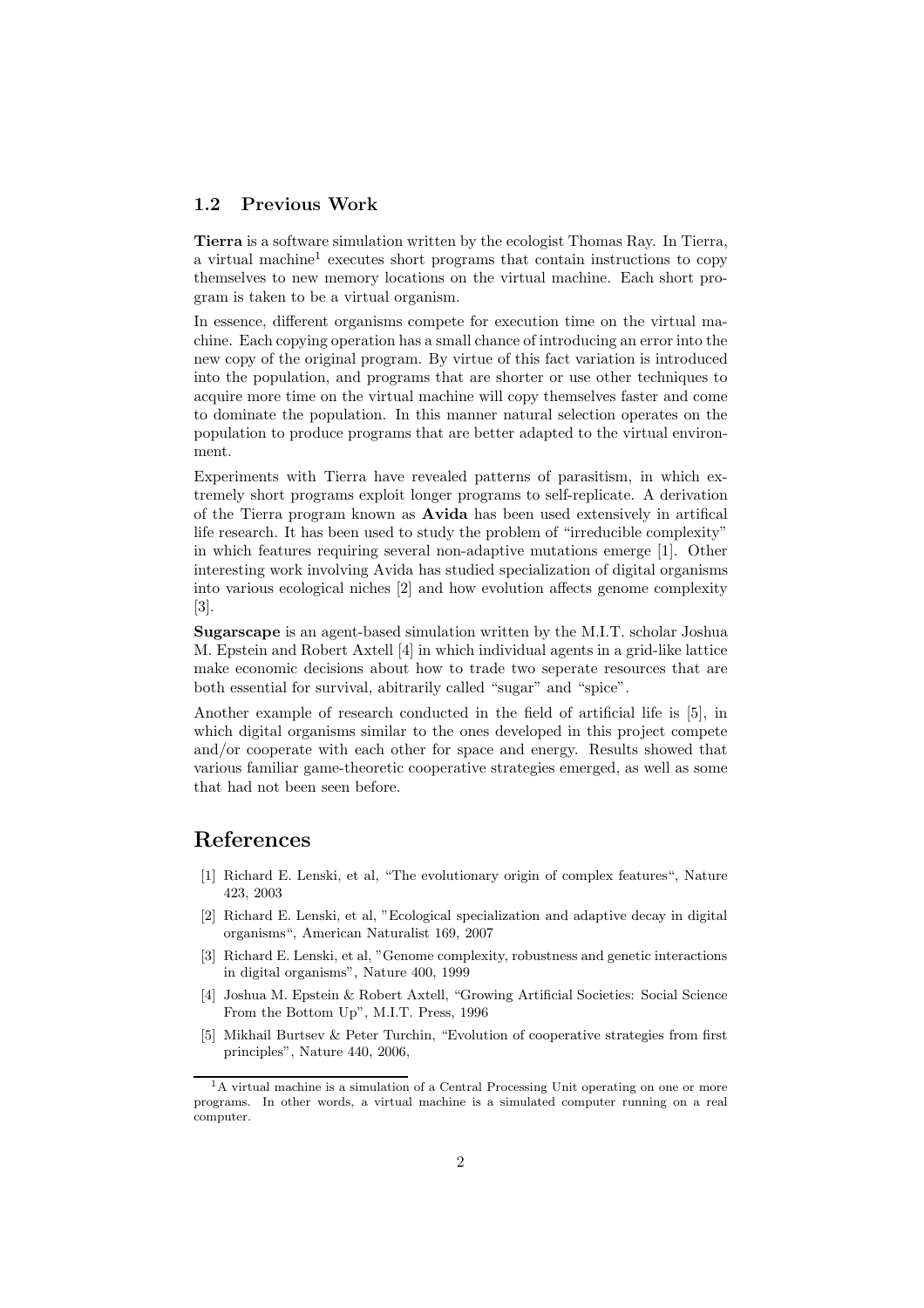### 1.2 Previous Work

**Tierra** is a software simulation written by the ecologist Thomas Ray. In Tierra, a virtual machine[1] executes short programs that contain instructions to copy themselves to new memory locations on the virtual machine. Each short program is taken to be a virtual organism.

In essence, different organisms compete for execution time on the virtual machine. Each copying operation has a small chance of introducing an error into the new copy of the original program. By virtue of this fact variation is introduced into the population, and programs that are shorter or use other techniques to acquire more time on the virtual machine will copy themselves faster and come to dominate the population. In this manner natural selection operates on the population to produce programs that are better adapted to the virtual environment.

Experiments with Tierra have revealed patterns of parasitism, in which extremely short programs exploit longer programs to self-replicate. A derivation of the Tierra program known as **Avida** has been used extensively in artifical life research. It has been used to study the problem of "irreducible complexity" in which features requiring several non-adaptive mutations emerge [1]. Other interesting work involving Avida has studied specialization of digital organisms into various ecological niches [2] and how evolution affects genome complexity [3].

**Sugarscape** is an agent-based simulation written by the M.I.T. scholar Joshua M. Epstein and Robert Axtell [4] in which individual agents in a grid-like lattice make economic decisions about how to trade two seperate resources that are both essential for survival, abitrarily called "sugar" and "spice".

Another example of research conducted in the field of artificial life is [5], in which digital organisms similar to the ones developed in this project compete and/or cooperate with each other for space and energy. Results showed that various familiar game-theoretic cooperative strategies emerged, as well as some that had not been seen before.

## References

[1] Richard E. Lenski, et al, "The evolutionary origin of complex features", Nature 423, 2003

[2] Richard E. Lenski, et al, "Ecological specialization and adaptive decay in digital organisms", American Naturalist 169, 2007

[3] Richard E. Lenski, et al, "Genome complexity, robustness and genetic interactions in digital organisms", Nature 400, 1999

[4] Joshua M. Epstein & Robert Axtell, "Growing Artificial Societies: Social Science From the Bottom Up", M.I.T. Press, 1996

[5] Mikhail Burtsev & Peter Turchin, "Evolution of cooperative strategies from first principles", Nature 440, 2006,

---

[1] A virtual machine is a simulation of a Central Processing Unit operating on one or more programs. In other words, a virtual machine is a simulated computer running on a real computer.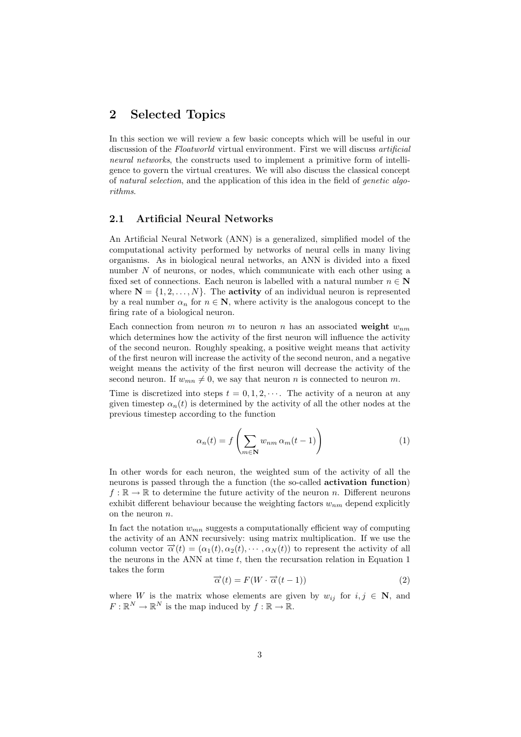## 2 Selected Topics

In this section we will review a few basic concepts which will be useful in our discussion of the *Floatworld* virtual environment. First we will discuss *artificial neural networks*, the constructs used to implement a primitive form of intelligence to govern the virtual creatures. We will also discuss the classical concept of *natural selection*, and the application of this idea in the field of *genetic algorithms*.

### 2.1 Artificial Neural Networks

An Artificial Neural Network (ANN) is a generalized, simplified model of the computational activity performed by networks of neural cells in many living organisms. As in biological neural networks, an ANN is divided into a fixed number $N$ of neurons, or nodes, which communicate with each other using a fixed set of connections. Each neuron is labelled with a natural number $n \in \mathbf{N}$ where $\mathbf{N} = \{1, 2, \ldots, N\}$. The **activity** of an individual neuron is represented by a real number $\alpha_n$ for $n \in \mathbf{N}$, where activity is the analogous concept to the firing rate of a biological neuron.

Each connection from neuron $m$ to neuron $n$ has an associated **weight** $w_{nm}$ which determines how the activity of the first neuron will influence the activity of the second neuron. Roughly speaking, a positive weight means that activity of the first neuron will increase the activity of the second neuron, and a negative weight means the activity of the first neuron will decrease the activity of the second neuron. If $w_{mn} \neq 0$, we say that neuron $n$ is connected to neuron $m$.

Time is discretized into steps $t = 0, 1, 2, \cdots$. The activity of a neuron at any given timestep $\alpha_n(t)$ is determined by the activity of all the other nodes at the previous timestep according to the function

$$\alpha_n(t) = f\left(\sum_{m \in \mathbf{N}} w_{nm}\, \alpha_m(t-1)\right) \tag{1}$$

In other words for each neuron, the weighted sum of the activity of all the neurons is passed through the a function (the so-called **activation function**) $f : \mathbb{R} \to \mathbb{R}$ to determine the future activity of the neuron $n$. Different neurons exhibit different behaviour because the weighting factors $w_{nm}$ depend explicitly on the neuron $n$.

In fact the notation $w_{mn}$ suggests a computationally efficient way of computing the activity of an ANN recursively: using matrix multiplication. If we use the column vector $\overrightarrow{\alpha}(t) = (\alpha_1(t), \alpha_2(t), \cdots, \alpha_N(t))$ to represent the activity of all the neurons in the ANN at time $t$, then the recursion relation in Equation 1 takes the form

$$\overrightarrow{\alpha}(t) = F(W \cdot \overrightarrow{\alpha}(t-1)) \tag{2}$$

where $W$ is the matrix whose elements are given by $w_{ij}$ for $i, j \in \mathbf{N}$, and $F : \mathbb{R}^N \to \mathbb{R}^N$ is the map induced by $f : \mathbb{R} \to \mathbb{R}$.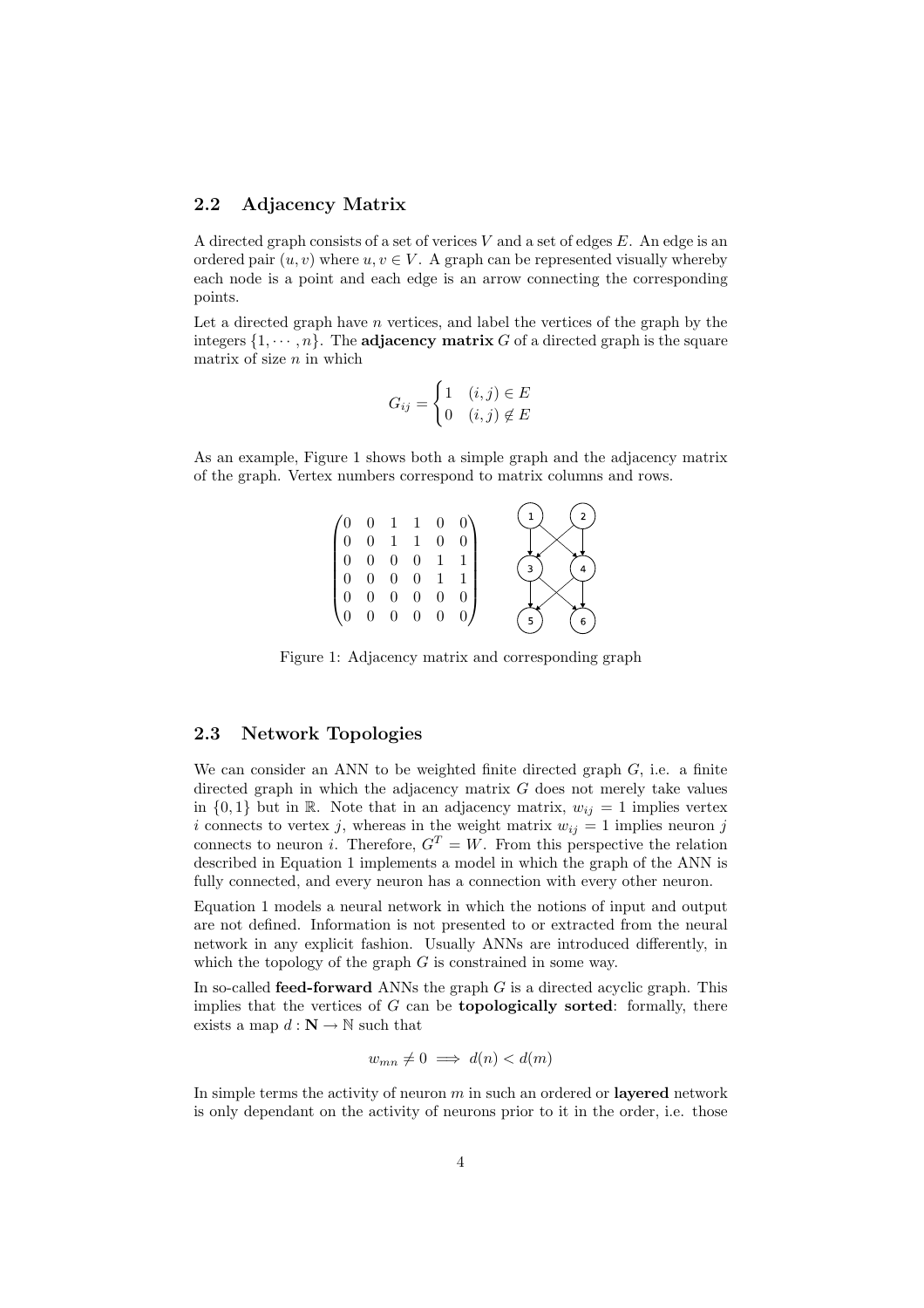## 2.2 Adjacency Matrix

A directed graph consists of a set of verices $V$ and a set of edges $E$. An edge is an ordered pair $(u, v)$ where $u, v \in V$. A graph can be represented visually whereby each node is a point and each edge is an arrow connecting the corresponding points.

Let a directed graph have $n$ vertices, and label the vertices of the graph by the integers $\{1, \cdots, n\}$. The **adjacency matrix** $G$ of a directed graph is the square matrix of size $n$ in which

$$G_{ij} = \begin{cases} 1 & (i,j) \in E \\ 0 & (i,j) \notin E \end{cases}$$

As an example, Figure 1 shows both a simple graph and the adjacency matrix of the graph. Vertex numbers correspond to matrix columns and rows.

$$\begin{pmatrix} 0 & 0 & 1 & 1 & 0 & 0 \\ 0 & 0 & 1 & 1 & 0 & 0 \\ 0 & 0 & 0 & 0 & 1 & 1 \\ 0 & 0 & 0 & 0 & 1 & 1 \\ 0 & 0 & 0 & 0 & 0 & 0 \\ 0 & 0 & 0 & 0 & 0 & 0 \end{pmatrix}$$

Figure 1: Adjacency matrix and corresponding graph

## 2.3 Network Topologies

We can consider an ANN to be weighted finite directed graph $G$, i.e. a finite directed graph in which the adjacency matrix $G$ does not merely take values in $\{0, 1\}$ but in $\mathbb{R}$. Note that in an adjacency matrix, $w_{ij} = 1$ implies vertex $i$ connects to vertex $j$, whereas in the weight matrix $w_{ij} = 1$ implies neuron $j$ connects to neuron $i$. Therefore, $G^T = W$. From this perspective the relation described in Equation 1 implements a model in which the graph of the ANN is fully connected, and every neuron has a connection with every other neuron.

Equation 1 models a neural network in which the notions of input and output are not defined. Information is not presented to or extracted from the neural network in any explicit fashion. Usually ANNs are introduced differently, in which the topology of the graph $G$ is constrained in some way.

In so-called **feed-forward** ANNs the graph $G$ is a directed acyclic graph. This implies that the vertices of $G$ can be **topologically sorted**: formally, there exists a map $d : \mathbf{N} \to \mathbb{N}$ such that

$$w_{mn} \neq 0 \implies d(n) < d(m)$$

In simple terms the activity of neuron $m$ in such an ordered or **layered** network is only dependant on the activity of neurons prior to it in the order, i.e. those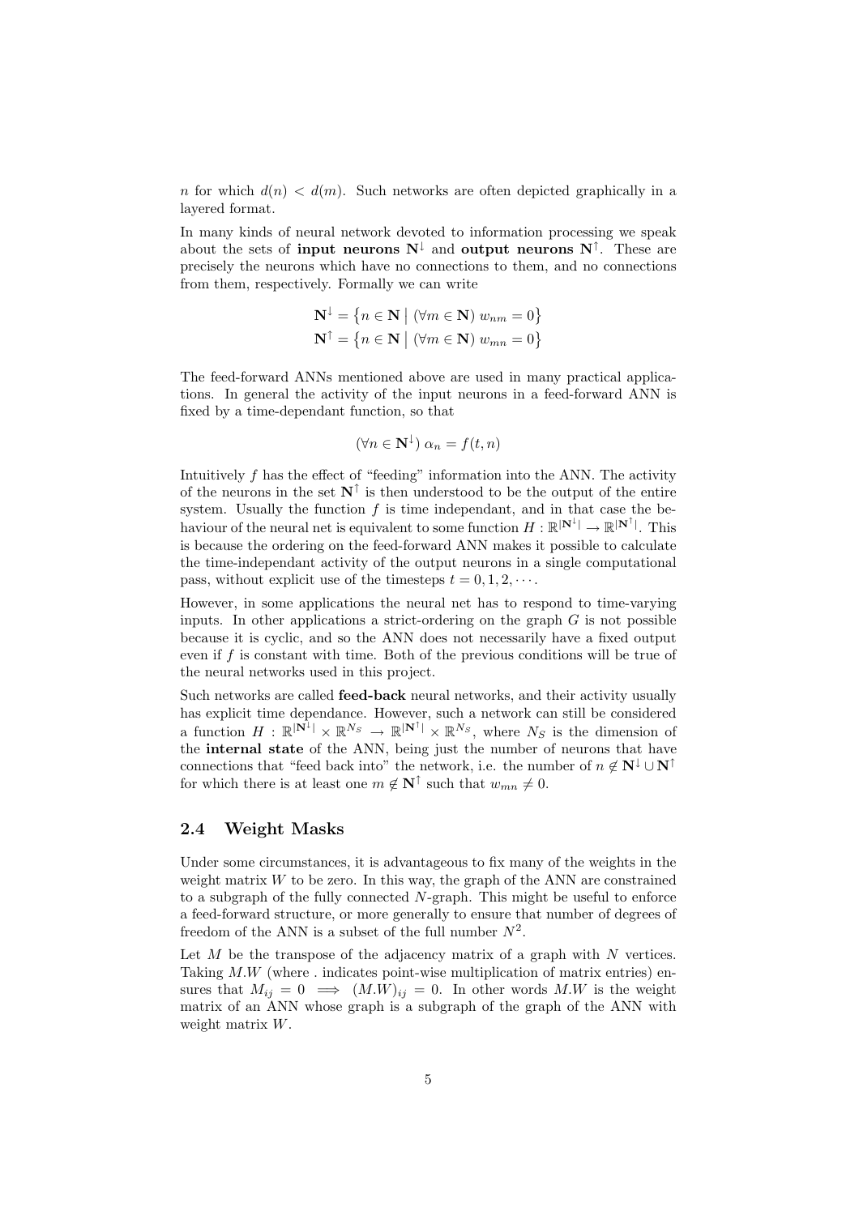$n$ for which $d(n) < d(m)$. Such networks are often depicted graphically in a layered format.

In many kinds of neural network devoted to information processing we speak about the sets of **input neurons** $\mathbf{N}^{\downarrow}$ and **output neurons** $\mathbf{N}^{\uparrow}$. These are precisely the neurons which have no connections to them, and no connections from them, respectively. Formally we can write

$$\mathbf{N}^{\downarrow} = \{ n \in \mathbf{N} \mid (\forall m \in \mathbf{N})\ w_{nm} = 0 \}$$
$$\mathbf{N}^{\uparrow} = \{ n \in \mathbf{N} \mid (\forall m \in \mathbf{N})\ w_{mn} = 0 \}$$

The feed-forward ANNs mentioned above are used in many practical applications. In general the activity of the input neurons in a feed-forward ANN is fixed by a time-dependant function, so that

$$(\forall n \in \mathbf{N}^{\downarrow})\ \alpha_n = f(t, n)$$

Intuitively $f$ has the effect of "feeding" information into the ANN. The activity of the neurons in the set $\mathbf{N}^{\uparrow}$ is then understood to be the output of the entire system. Usually the function $f$ is time independant, and in that case the behaviour of the neural net is equivalent to some function $H : \mathbb{R}^{|\mathbf{N}^{\downarrow}|} \to \mathbb{R}^{|\mathbf{N}^{\uparrow}|}$. This is because the ordering on the feed-forward ANN makes it possible to calculate the time-independant activity of the output neurons in a single computational pass, without explicit use of the timesteps $t = 0, 1, 2, \cdots$.

However, in some applications the neural net has to respond to time-varying inputs. In other applications a strict-ordering on the graph $G$ is not possible because it is cyclic, and so the ANN does not necessarily have a fixed output even if $f$ is constant with time. Both of the previous conditions will be true of the neural networks used in this project.

Such networks are called **feed-back** neural networks, and their activity usually has explicit time dependance. However, such a network can still be considered a function $H : \mathbb{R}^{|\mathbf{N}^{\downarrow}|} \times \mathbb{R}^{N_S} \to \mathbb{R}^{|\mathbf{N}^{\uparrow}|} \times \mathbb{R}^{N_S}$, where $N_S$ is the dimension of the **internal state** of the ANN, being just the number of neurons that have connections that "feed back into" the network, i.e. the number of $n \notin \mathbf{N}^{\downarrow} \cup \mathbf{N}^{\uparrow}$ for which there is at least one $m \notin \mathbf{N}^{\uparrow}$ such that $w_{mn} \neq 0$.

## 2.4 Weight Masks

Under some circumstances, it is advantageous to fix many of the weights in the weight matrix $W$ to be zero. In this way, the graph of the ANN are constrained to a subgraph of the fully connected $N$-graph. This might be useful to enforce a feed-forward structure, or more generally to ensure that number of degrees of freedom of the ANN is a subset of the full number $N^2$.

Let $M$ be the transpose of the adjacency matrix of a graph with $N$ vertices. Taking $M.W$ (where . indicates point-wise multiplication of matrix entries) ensures that $M_{ij} = 0 \implies (M.W)_{ij} = 0$. In other words $M.W$ is the weight matrix of an ANN whose graph is a subgraph of the graph of the ANN with weight matrix $W$.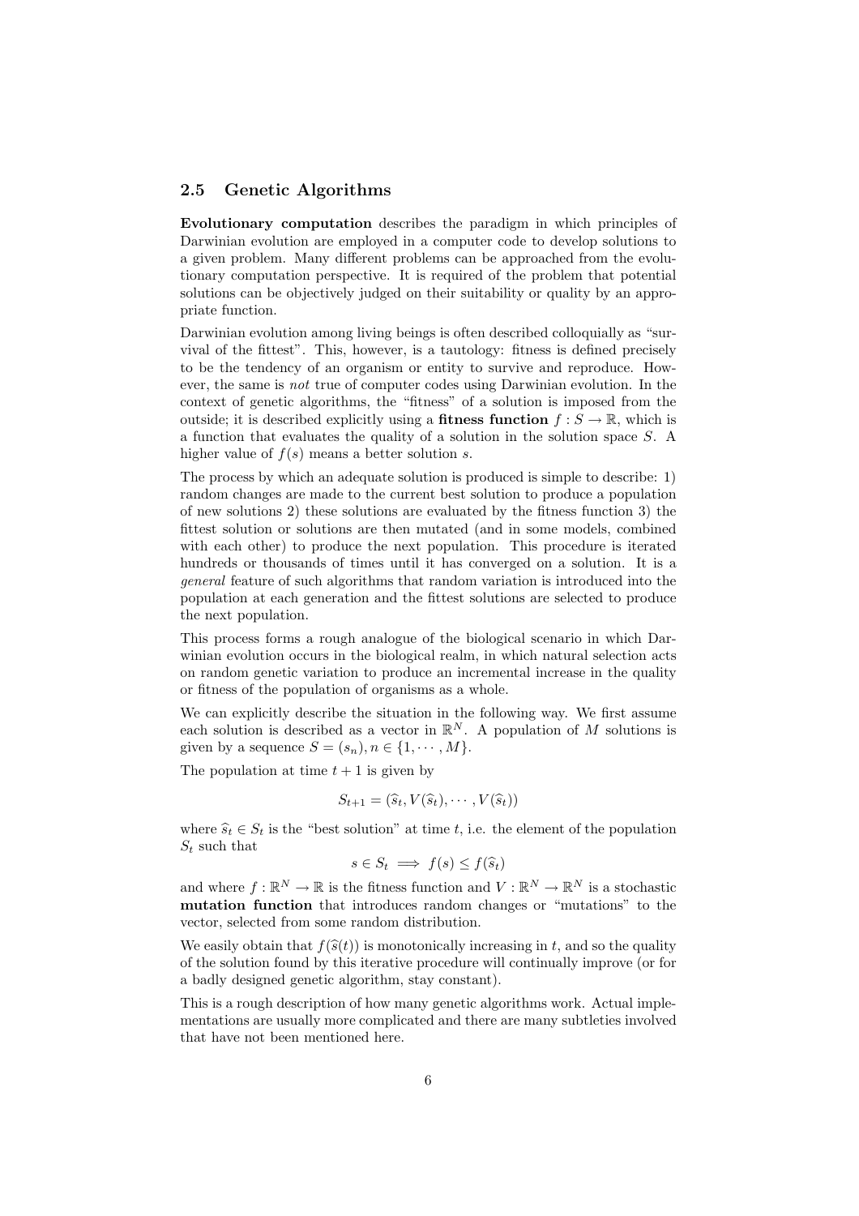### 2.5 Genetic Algorithms

**Evolutionary computation** describes the paradigm in which principles of Darwinian evolution are employed in a computer code to develop solutions to a given problem. Many different problems can be approached from the evolutionary computation perspective. It is required of the problem that potential solutions can be objectively judged on their suitability or quality by an appropriate function.

Darwinian evolution among living beings is often described colloquially as "survival of the fittest". This, however, is a tautology: fitness is defined precisely to be the tendency of an organism or entity to survive and reproduce. However, the same is *not* true of computer codes using Darwinian evolution. In the context of genetic algorithms, the "fitness" of a solution is imposed from the outside; it is described explicitly using a **fitness function** $f : S \to \mathbb{R}$, which is a function that evaluates the quality of a solution in the solution space $S$. A higher value of $f(s)$ means a better solution $s$.

The process by which an adequate solution is produced is simple to describe: 1) random changes are made to the current best solution to produce a population of new solutions 2) these solutions are evaluated by the fitness function 3) the fittest solution or solutions are then mutated (and in some models, combined with each other) to produce the next population. This procedure is iterated hundreds or thousands of times until it has converged on a solution. It is a *general* feature of such algorithms that random variation is introduced into the population at each generation and the fittest solutions are selected to produce the next population.

This process forms a rough analogue of the biological scenario in which Darwinian evolution occurs in the biological realm, in which natural selection acts on random genetic variation to produce an incremental increase in the quality or fitness of the population of organisms as a whole.

We can explicitly describe the situation in the following way. We first assume each solution is described as a vector in $\mathbb{R}^N$. A population of $M$ solutions is given by a sequence $S = (s_n), n \in \{1, \cdots, M\}$.

The population at time $t + 1$ is given by

$$S_{t+1} = (\widehat{s}_t, V(\widehat{s}_t), \cdots, V(\widehat{s}_t))$$

where $\widehat{s}_t \in S_t$ is the "best solution" at time $t$, i.e. the element of the population $S_t$ such that

$$s \in S_t \implies f(s) \leq f(\widehat{s}_t)$$

and where $f : \mathbb{R}^N \to \mathbb{R}$ is the fitness function and $V : \mathbb{R}^N \to \mathbb{R}^N$ is a stochastic **mutation function** that introduces random changes or "mutations" to the vector, selected from some random distribution.

We easily obtain that $f(\widehat{s}(t))$ is monotonically increasing in $t$, and so the quality of the solution found by this iterative procedure will continually improve (or for a badly designed genetic algorithm, stay constant).

This is a rough description of how many genetic algorithms work. Actual implementations are usually more complicated and there are many subtleties involved that have not been mentioned here.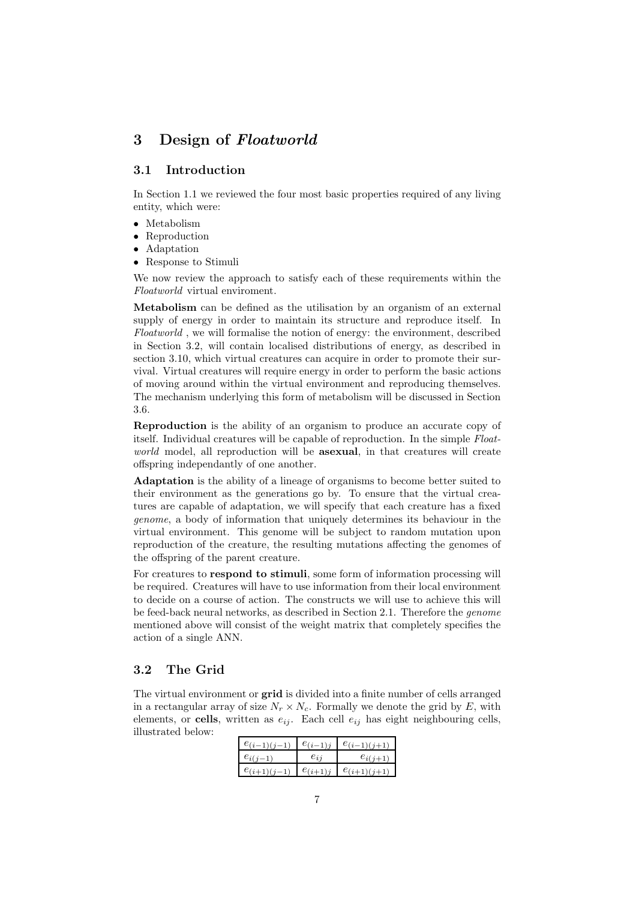# 3 Design of *Floatworld*

## 3.1 Introduction

In Section 1.1 we reviewed the four most basic properties required of any living entity, which were:

- Metabolism
- Reproduction
- Adaptation
- Response to Stimuli

We now review the approach to satisfy each of these requirements within the *Floatworld* virtual enviroment.

**Metabolism** can be defined as the utilisation by an organism of an external supply of energy in order to maintain its structure and reproduce itself. In *Floatworld* , we will formalise the notion of energy: the environment, described in Section 3.2, will contain localised distributions of energy, as described in section 3.10, which virtual creatures can acquire in order to promote their survival. Virtual creatures will require energy in order to perform the basic actions of moving around within the virtual environment and reproducing themselves. The mechanism underlying this form of metabolism will be discussed in Section 3.6.

**Reproduction** is the ability of an organism to produce an accurate copy of itself. Individual creatures will be capable of reproduction. In the simple *Floatworld* model, all reproduction will be **asexual**, in that creatures will create offspring independantly of one another.

**Adaptation** is the ability of a lineage of organisms to become better suited to their environment as the generations go by. To ensure that the virtual creatures are capable of adaptation, we will specify that each creature has a fixed *genome*, a body of information that uniquely determines its behaviour in the virtual environment. This genome will be subject to random mutation upon reproduction of the creature, the resulting mutations affecting the genomes of the offspring of the parent creature.

For creatures to **respond to stimuli**, some form of information processing will be required. Creatures will have to use information from their local environment to decide on a course of action. The constructs we will use to achieve this will be feed-back neural networks, as described in Section 2.1. Therefore the *genome* mentioned above will consist of the weight matrix that completely specifies the action of a single ANN.

## 3.2 The Grid

The virtual environment or **grid** is divided into a finite number of cells arranged in a rectangular array of size $N_r \times N_c$. Formally we denote the grid by $E$, with elements, or **cells**, written as $e_{ij}$. Each cell $e_{ij}$ has eight neighbouring cells, illustrated below:

| | | |
|---|---|---|
| $e_{(i-1)(j-1)}$ | $e_{(i-1)j}$ | $e_{(i-1)(j+1)}$ |
| $e_{i(j-1)}$ | $e_{ij}$ | $e_{i(j+1)}$ |
| $e_{(i+1)(j-1)}$ | $e_{(i+1)j}$ | $e_{(i+1)(j+1)}$ |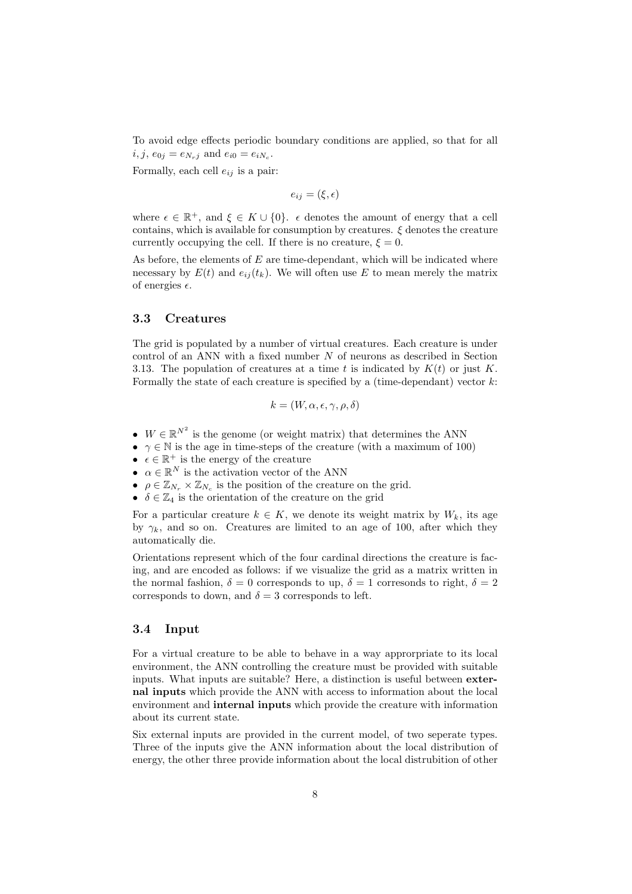To avoid edge effects periodic boundary conditions are applied, so that for all $i, j$, $e_{0j} = e_{N_r j}$ and $e_{i0} = e_{iN_c}$.

Formally, each cell $e_{ij}$ is a pair:

$$e_{ij} = (\xi, \epsilon)$$

where $\epsilon \in \mathbb{R}^+$, and $\xi \in K \cup \{0\}$. $\epsilon$ denotes the amount of energy that a cell contains, which is available for consumption by creatures. $\xi$ denotes the creature currently occupying the cell. If there is no creature, $\xi = 0$.

As before, the elements of $E$ are time-dependant, which will be indicated where necessary by $E(t)$ and $e_{ij}(t_k)$. We will often use $E$ to mean merely the matrix of energies $\epsilon$.

### 3.3 Creatures

The grid is populated by a number of virtual creatures. Each creature is under control of an ANN with a fixed number $N$ of neurons as described in Section 3.13. The population of creatures at a time $t$ is indicated by $K(t)$ or just $K$. Formally the state of each creature is specified by a (time-dependant) vector $k$:

$$k = (W, \alpha, \epsilon, \gamma, \rho, \delta)$$

- $W \in \mathbb{R}^{N^2}$ is the genome (or weight matrix) that determines the ANN
- $\gamma \in \mathbb{N}$ is the age in time-steps of the creature (with a maximum of 100)
- $\epsilon \in \mathbb{R}^+$ is the energy of the creature
- $\alpha \in \mathbb{R}^N$ is the activation vector of the ANN
- $\rho \in \mathbb{Z}_{N_r} \times \mathbb{Z}_{N_c}$ is the position of the creature on the grid.
- $\delta \in \mathbb{Z}_4$ is the orientation of the creature on the grid

For a particular creature $k \in K$, we denote its weight matrix by $W_k$, its age by $\gamma_k$, and so on. Creatures are limited to an age of 100, after which they automatically die.

Orientations represent which of the four cardinal directions the creature is facing, and are encoded as follows: if we visualize the grid as a matrix written in the normal fashion, $\delta = 0$ corresponds to up, $\delta = 1$ corresonds to right, $\delta = 2$ corresponds to down, and $\delta = 3$ corresponds to left.

### 3.4 Input

For a virtual creature to be able to behave in a way approrpriate to its local environment, the ANN controlling the creature must be provided with suitable inputs. What inputs are suitable? Here, a distinction is useful between **external inputs** which provide the ANN with access to information about the local environment and **internal inputs** which provide the creature with information about its current state.

Six external inputs are provided in the current model, of two seperate types. Three of the inputs give the ANN information about the local distribution of energy, the other three provide information about the local distrubition of other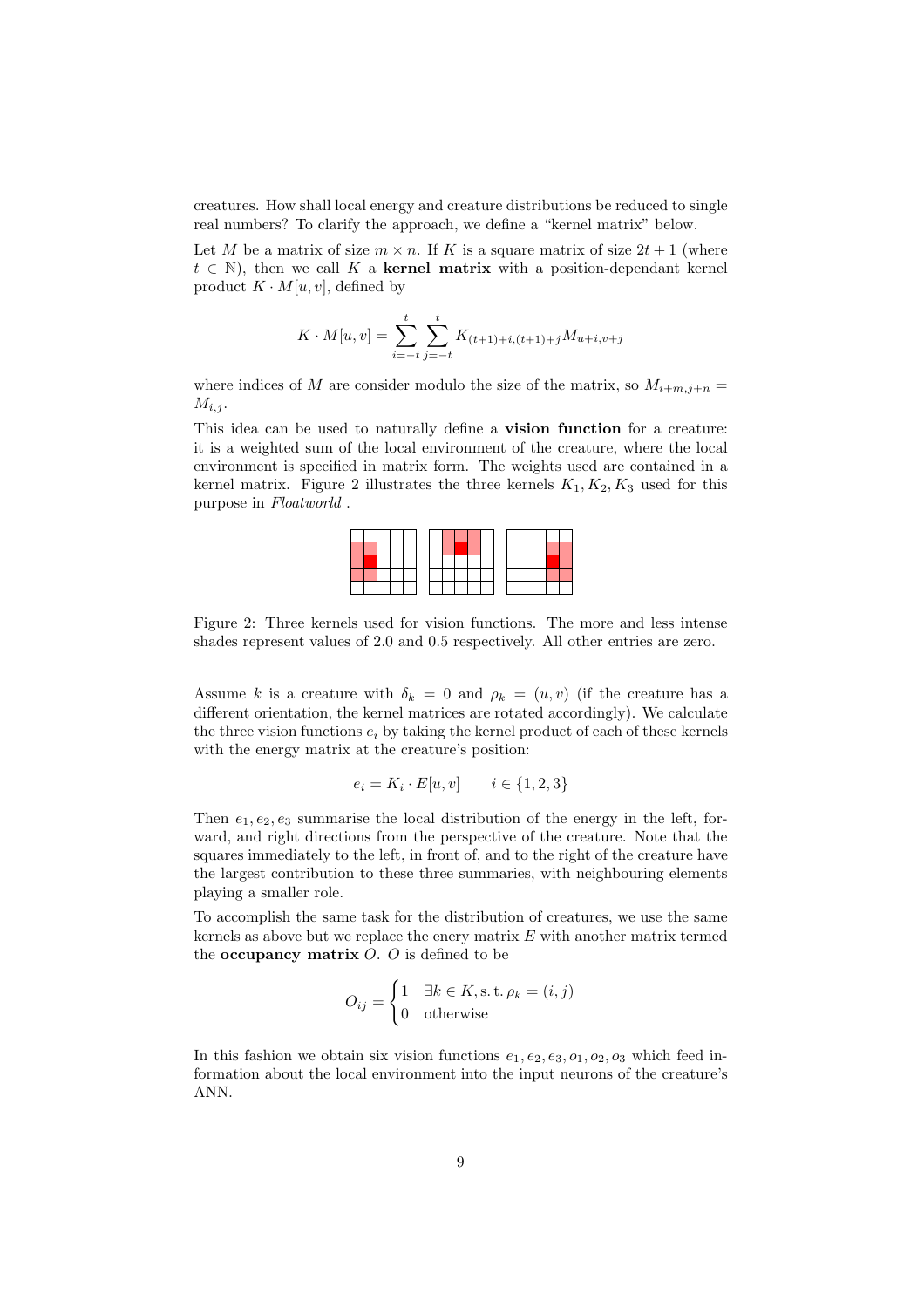creatures. How shall local energy and creature distributions be reduced to single real numbers? To clarify the approach, we define a "kernel matrix" below.

Let $M$ be a matrix of size $m \times n$. If $K$ is a square matrix of size $2t+1$ (where $t \in \mathbb{N}$), then we call $K$ a **kernel matrix** with a position-dependant kernel product $K \cdot M[u,v]$, defined by

$$K \cdot M[u,v] = \sum_{i=-t}^{t} \sum_{j=-t}^{t} K_{(t+1)+i,(t+1)+j} M_{u+i,v+j}$$

where indices of $M$ are consider modulo the size of the matrix, so $M_{i+m,j+n} = M_{i,j}$.

This idea can be used to naturally define a **vision function** for a creature: it is a weighted sum of the local environment of the creature, where the local environment is specified in matrix form. The weights used are contained in a kernel matrix. Figure 2 illustrates the three kernels $K_1, K_2, K_3$ used for this purpose in *Floatworld* .

Figure 2: Three kernels used for vision functions. The more and less intense shades represent values of 2.0 and 0.5 respectively. All other entries are zero.

Assume $k$ is a creature with $\delta_k = 0$ and $\rho_k = (u,v)$ (if the creature has a different orientation, the kernel matrices are rotated accordingly). We calculate the three vision functions $e_i$ by taking the kernel product of each of these kernels with the energy matrix at the creature's position:

$$e_i = K_i \cdot E[u,v] \qquad i \in \{1,2,3\}$$

Then $e_1, e_2, e_3$ summarise the local distribution of the energy in the left, forward, and right directions from the perspective of the creature. Note that the squares immediately to the left, in front of, and to the right of the creature have the largest contribution to these three summaries, with neighbouring elements playing a smaller role.

To accomplish the same task for the distribution of creatures, we use the same kernels as above but we replace the enery matrix $E$ with another matrix termed the **occupancy matrix** $O$. $O$ is defined to be

$$O_{ij} = \begin{cases} 1 & \exists k \in K, \text{s.t.}\, \rho_k = (i,j) \\ 0 & \text{otherwise} \end{cases}$$

In this fashion we obtain six vision functions $e_1, e_2, e_3, o_1, o_2, o_3$ which feed information about the local environment into the input neurons of the creature's ANN.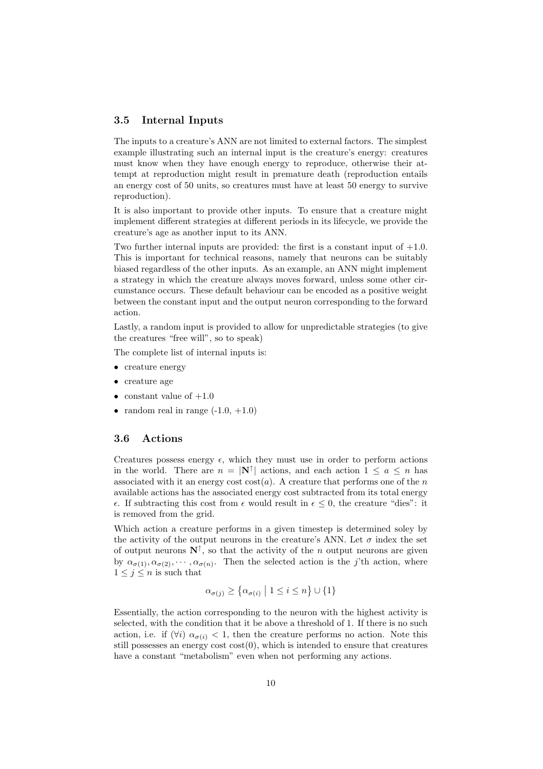### 3.5 Internal Inputs

The inputs to a creature's ANN are not limited to external factors. The simplest example illustrating such an internal input is the creature's energy: creatures must know when they have enough energy to reproduce, otherwise their attempt at reproduction might result in premature death (reproduction entails an energy cost of 50 units, so creatures must have at least 50 energy to survive reproduction).

It is also important to provide other inputs. To ensure that a creature might implement different strategies at different periods in its lifecycle, we provide the creature's age as another input to its ANN.

Two further internal inputs are provided: the first is a constant input of +1.0. This is important for technical reasons, namely that neurons can be suitably biased regardless of the other inputs. As an example, an ANN might implement a strategy in which the creature always moves forward, unless some other circumstance occurs. These default behaviour can be encoded as a positive weight between the constant input and the output neuron corresponding to the forward action.

Lastly, a random input is provided to allow for unpredictable strategies (to give the creatures "free will", so to speak)

The complete list of internal inputs is:

- creature energy
- creature age
- constant value of +1.0
- random real in range (-1.0, +1.0)

### 3.6 Actions

Creatures possess energy $\epsilon$, which they must use in order to perform actions in the world. There are $n = |\mathbf{N}^{\uparrow}|$ actions, and each action $1 \leq a \leq n$ has associated with it an energy cost $\text{cost}(a)$. A creature that performs one of the $n$ available actions has the associated energy cost subtracted from its total energy $\epsilon$. If subtracting this cost from $\epsilon$ would result in $\epsilon \leq 0$, the creature "dies": it is removed from the grid.

Which action a creature performs in a given timestep is determined soley by the activity of the output neurons in the creature's ANN. Let $\sigma$ index the set of output neurons $\mathbf{N}^{\uparrow}$, so that the activity of the $n$ output neurons are given by $\alpha_{\sigma(1)}, \alpha_{\sigma(2)}, \cdots, \alpha_{\sigma(n)}$. Then the selected action is the $j$'th action, where $1 \leq j \leq n$ is such that

$$\alpha_{\sigma(j)} \geq \left\{ \alpha_{\sigma(i)} \;\middle|\; 1 \leq i \leq n \right\} \cup \{1\}$$

Essentially, the action corresponding to the neuron with the highest activity is selected, with the condition that it be above a threshold of 1. If there is no such action, i.e. if $(\forall i)\ \alpha_{\sigma(i)} < 1$, then the creature performs no action. Note this still possesses an energy cost $\text{cost}(0)$, which is intended to ensure that creatures have a constant "metabolism" even when not performing any actions.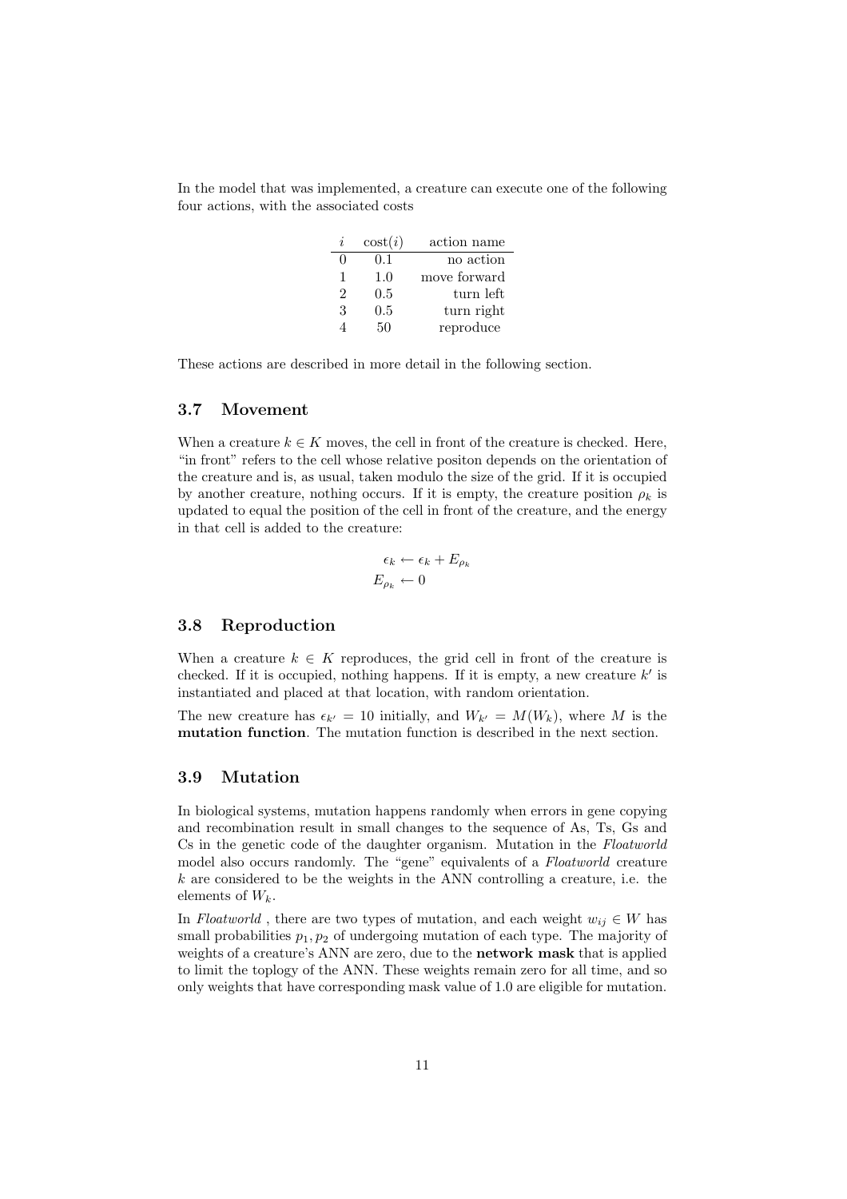In the model that was implemented, a creature can execute one of the following four actions, with the associated costs

| $i$ | cost($i$) | action name |
|---|---|---|
| 0 | 0.1 | no action |
| 1 | 1.0 | move forward |
| 2 | 0.5 | turn left |
| 3 | 0.5 | turn right |
| 4 | 50 | reproduce |

These actions are described in more detail in the following section.

### 3.7 Movement

When a creature $k \in K$ moves, the cell in front of the creature is checked. Here, "in front" refers to the cell whose relative positon depends on the orientation of the creature and is, as usual, taken modulo the size of the grid. If it is occupied by another creature, nothing occurs. If it is empty, the creature position $\rho_k$ is updated to equal the position of the cell in front of the creature, and the energy in that cell is added to the creature:

$$\epsilon_k \leftarrow \epsilon_k + E_{\rho_k}$$
$$E_{\rho_k} \leftarrow 0$$

### 3.8 Reproduction

When a creature $k \in K$ reproduces, the grid cell in front of the creature is checked. If it is occupied, nothing happens. If it is empty, a new creature $k'$ is instantiated and placed at that location, with random orientation.

The new creature has $\epsilon_{k'} = 10$ initially, and $W_{k'} = M(W_k)$, where $M$ is the **mutation function**. The mutation function is described in the next section.

### 3.9 Mutation

In biological systems, mutation happens randomly when errors in gene copying and recombination result in small changes to the sequence of As, Ts, Gs and Cs in the genetic code of the daughter organism. Mutation in the *Floatworld* model also occurs randomly. The "gene" equivalents of a *Floatworld* creature $k$ are considered to be the weights in the ANN controlling a creature, i.e. the elements of $W_k$.

In *Floatworld* , there are two types of mutation, and each weight $w_{ij} \in W$ has small probabilities $p_1, p_2$ of undergoing mutation of each type. The majority of weights of a creature's ANN are zero, due to the **network mask** that is applied to limit the toplogy of the ANN. These weights remain zero for all time, and so only weights that have corresponding mask value of 1.0 are eligible for mutation.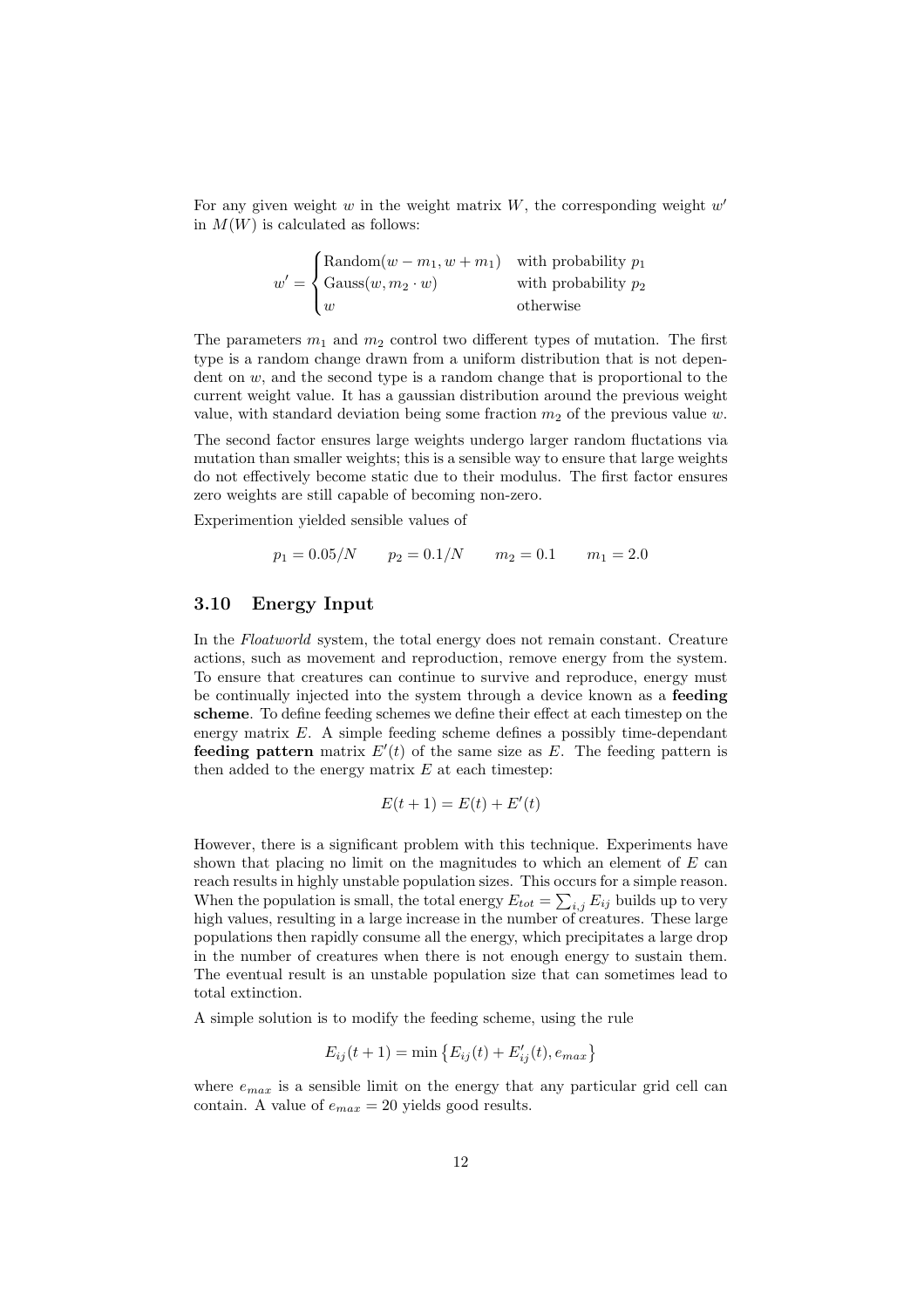For any given weight $w$ in the weight matrix $W$, the corresponding weight $w'$ in $M(W)$ is calculated as follows:

$$w' = \begin{cases} \text{Random}(w - m_1, w + m_1) & \text{with probability } p_1 \\ \text{Gauss}(w, m_2 \cdot w) & \text{with probability } p_2 \\ w & \text{otherwise} \end{cases}$$

The parameters $m_1$ and $m_2$ control two different types of mutation. The first type is a random change drawn from a uniform distribution that is not dependent on $w$, and the second type is a random change that is proportional to the current weight value. It has a gaussian distribution around the previous weight value, with standard deviation being some fraction $m_2$ of the previous value $w$.

The second factor ensures large weights undergo larger random fluctations via mutation than smaller weights; this is a sensible way to ensure that large weights do not effectively become static due to their modulus. The first factor ensures zero weights are still capable of becoming non-zero.

Experimention yielded sensible values of

$$p_1 = 0.05/N \qquad p_2 = 0.1/N \qquad m_2 = 0.1 \qquad m_1 = 2.0$$

### 3.10 Energy Input

In the *Floatworld* system, the total energy does not remain constant. Creature actions, such as movement and reproduction, remove energy from the system. To ensure that creatures can continue to survive and reproduce, energy must be continually injected into the system through a device known as a **feeding scheme**. To define feeding schemes we define their effect at each timestep on the energy matrix $E$. A simple feeding scheme defines a possibly time-dependant **feeding pattern** matrix $E'(t)$ of the same size as $E$. The feeding pattern is then added to the energy matrix $E$ at each timestep:

$$E(t+1) = E(t) + E'(t)$$

However, there is a significant problem with this technique. Experiments have shown that placing no limit on the magnitudes to which an element of $E$ can reach results in highly unstable population sizes. This occurs for a simple reason. When the population is small, the total energy $E_{tot} = \sum_{i,j} E_{ij}$ builds up to very high values, resulting in a large increase in the number of creatures. These large populations then rapidly consume all the energy, which precipitates a large drop in the number of creatures when there is not enough energy to sustain them. The eventual result is an unstable population size that can sometimes lead to total extinction.

A simple solution is to modify the feeding scheme, using the rule

$$E_{ij}(t+1) = \min\left\{E_{ij}(t) + E'_{ij}(t), e_{max}\right\}$$

where $e_{max}$ is a sensible limit on the energy that any particular grid cell can contain. A value of $e_{max} = 20$ yields good results.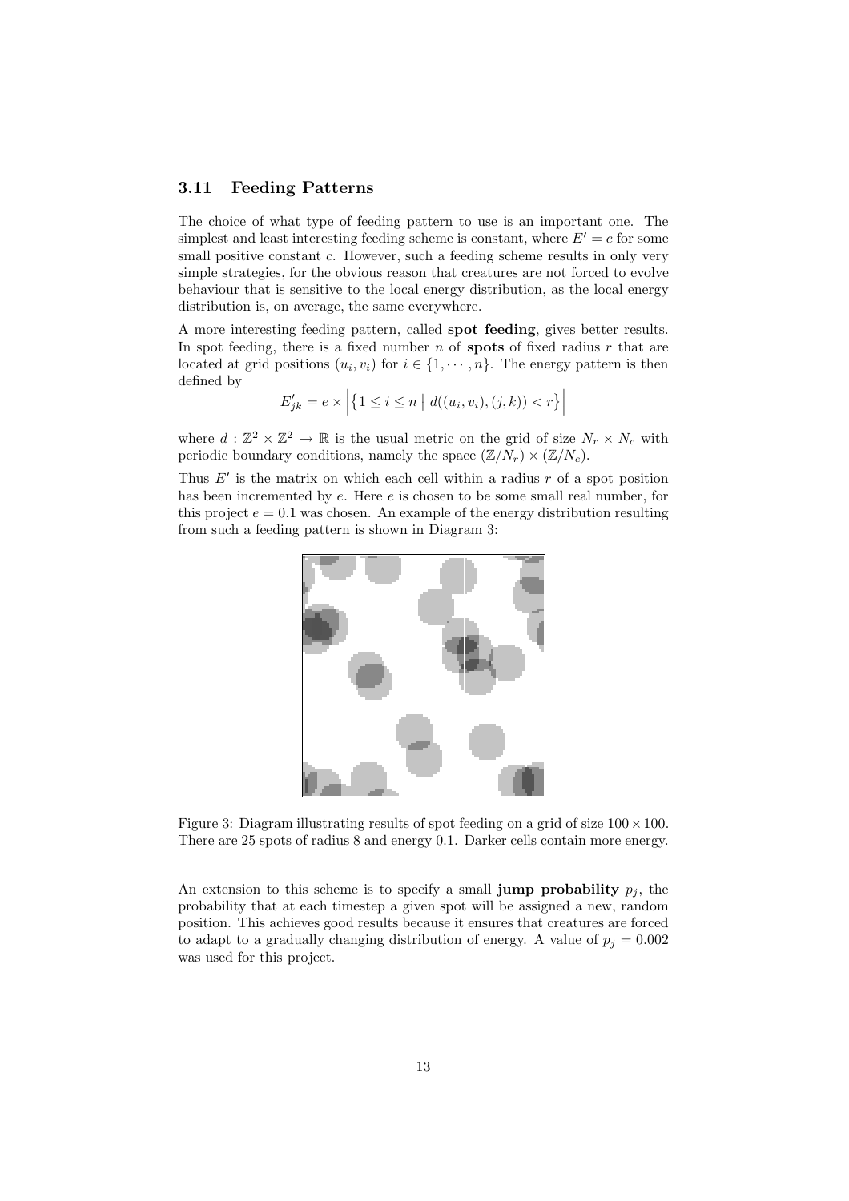### 3.11 Feeding Patterns

The choice of what type of feeding pattern to use is an important one. The simplest and least interesting feeding scheme is constant, where $E' = c$ for some small positive constant $c$. However, such a feeding scheme results in only very simple strategies, for the obvious reason that creatures are not forced to evolve behaviour that is sensitive to the local energy distribution, as the local energy distribution is, on average, the same everywhere.

A more interesting feeding pattern, called **spot feeding**, gives better results. In spot feeding, there is a fixed number $n$ of **spots** of fixed radius $r$ that are located at grid positions $(u_i, v_i)$ for $i \in \{1, \cdots, n\}$. The energy pattern is then defined by

$$E'_{jk} = e \times \left| \left\{ 1 \leq i \leq n \;\middle|\; d((u_i, v_i), (j, k)) < r \right\} \right|$$

where $d : \mathbb{Z}^2 \times \mathbb{Z}^2 \to \mathbb{R}$ is the usual metric on the grid of size $N_r \times N_c$ with periodic boundary conditions, namely the space $(\mathbb{Z}/N_r) \times (\mathbb{Z}/N_c)$.

Thus $E'$ is the matrix on which each cell within a radius $r$ of a spot position has been incremented by $e$. Here $e$ is chosen to be some small real number, for this project $e = 0.1$ was chosen. An example of the energy distribution resulting from such a feeding pattern is shown in Diagram 3:

Figure 3: Diagram illustrating results of spot feeding on a grid of size $100 \times 100$. There are 25 spots of radius 8 and energy 0.1. Darker cells contain more energy.

An extension to this scheme is to specify a small **jump probability** $p_j$, the probability that at each timestep a given spot will be assigned a new, random position. This achieves good results because it ensures that creatures are forced to adapt to a gradually changing distribution of energy. A value of $p_j = 0.002$ was used for this project.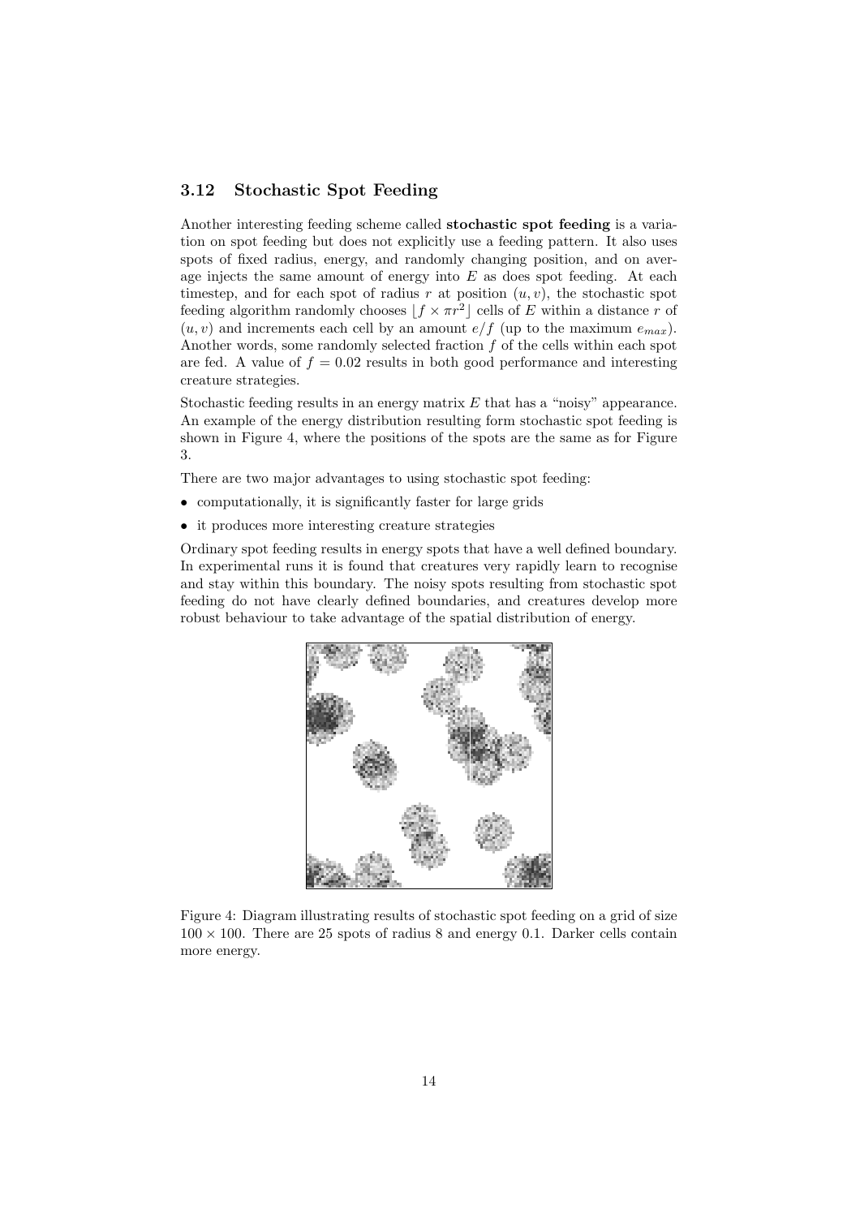### 3.12 Stochastic Spot Feeding

Another interesting feeding scheme called **stochastic spot feeding** is a variation on spot feeding but does not explicitly use a feeding pattern. It also uses spots of fixed radius, energy, and randomly changing position, and on average injects the same amount of energy into $E$ as does spot feeding. At each timestep, and for each spot of radius $r$ at position $(u, v)$, the stochastic spot feeding algorithm randomly chooses $\lfloor f \times \pi r^2 \rfloor$ cells of $E$ within a distance $r$ of $(u, v)$ and increments each cell by an amount $e/f$ (up to the maximum $e_{max}$). Another words, some randomly selected fraction $f$ of the cells within each spot are fed. A value of $f = 0.02$ results in both good performance and interesting creature strategies.

Stochastic feeding results in an energy matrix $E$ that has a "noisy" appearance. An example of the energy distribution resulting form stochastic spot feeding is shown in Figure 4, where the positions of the spots are the same as for Figure 3.

There are two major advantages to using stochastic spot feeding:

- computationally, it is significantly faster for large grids
- it produces more interesting creature strategies

Ordinary spot feeding results in energy spots that have a well defined boundary. In experimental runs it is found that creatures very rapidly learn to recognise and stay within this boundary. The noisy spots resulting from stochastic spot feeding do not have clearly defined boundaries, and creatures develop more robust behaviour to take advantage of the spatial distribution of energy.

Figure 4: Diagram illustrating results of stochastic spot feeding on a grid of size $100 \times 100$. There are 25 spots of radius 8 and energy 0.1. Darker cells contain more energy.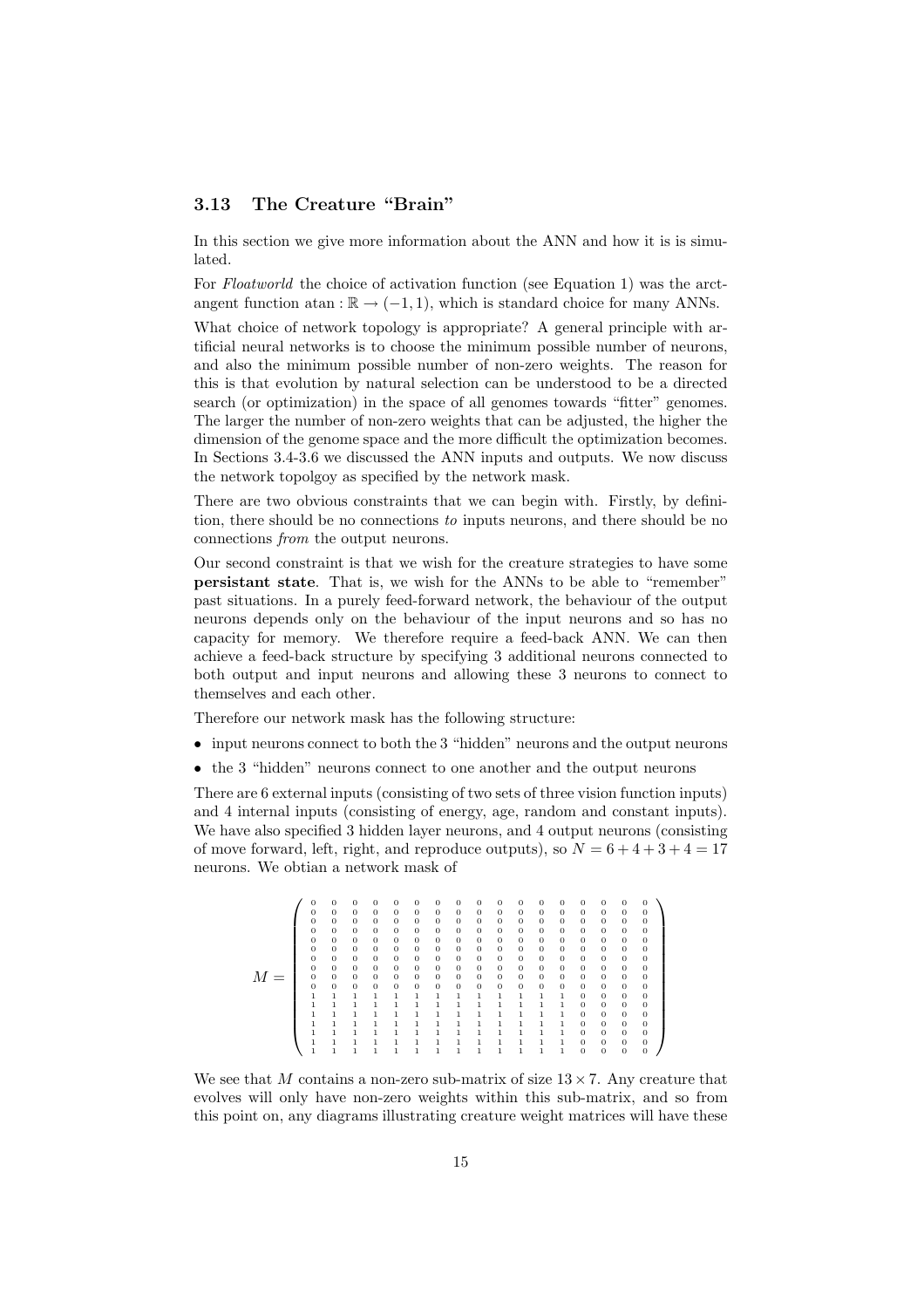### 3.13 The Creature "Brain"

In this section we give more information about the ANN and how it is is simulated.

For *Floatworld* the choice of activation function (see Equation 1) was the arctangent function $\text{atan} : \mathbb{R} \to (-1, 1)$, which is standard choice for many ANNs.

What choice of network topology is appropriate? A general principle with artificial neural networks is to choose the minimum possible number of neurons, and also the minimum possible number of non-zero weights. The reason for this is that evolution by natural selection can be understood to be a directed search (or optimization) in the space of all genomes towards "fitter" genomes. The larger the number of non-zero weights that can be adjusted, the higher the dimension of the genome space and the more difficult the optimization becomes. In Sections 3.4-3.6 we discussed the ANN inputs and outputs. We now discuss the network topolgoy as specified by the network mask.

There are two obvious constraints that we can begin with. Firstly, by definition, there should be no connections *to* inputs neurons, and there should be no connections *from* the output neurons.

Our second constraint is that we wish for the creature strategies to have some **persistant state**. That is, we wish for the ANNs to be able to "remember" past situations. In a purely feed-forward network, the behaviour of the output neurons depends only on the behaviour of the input neurons and so has no capacity for memory. We therefore require a feed-back ANN. We can then achieve a feed-back structure by specifying 3 additional neurons connected to both output and input neurons and allowing these 3 neurons to connect to themselves and each other.

Therefore our network mask has the following structure:

- input neurons connect to both the 3 "hidden" neurons and the output neurons
- the 3 "hidden" neurons connect to one another and the output neurons

There are 6 external inputs (consisting of two sets of three vision function inputs) and 4 internal inputs (consisting of energy, age, random and constant inputs). We have also specified 3 hidden layer neurons, and 4 output neurons (consisting of move forward, left, right, and reproduce outputs), so $N = 6 + 4 + 3 + 4 = 17$ neurons. We obtian a network mask of

$$
M = \begin{pmatrix}
0&0&0&0&0&0&0&0&0&0&0&0&0&0&0&0&0\\
0&0&0&0&0&0&0&0&0&0&0&0&0&0&0&0&0\\
0&0&0&0&0&0&0&0&0&0&0&0&0&0&0&0&0\\
0&0&0&0&0&0&0&0&0&0&0&0&0&0&0&0&0\\
0&0&0&0&0&0&0&0&0&0&0&0&0&0&0&0&0\\
0&0&0&0&0&0&0&0&0&0&0&0&0&0&0&0&0\\
0&0&0&0&0&0&0&0&0&0&0&0&0&0&0&0&0\\
0&0&0&0&0&0&0&0&0&0&0&0&0&0&0&0&0\\
0&0&0&0&0&0&0&0&0&0&0&0&0&0&0&0&0\\
0&0&0&0&0&0&0&0&0&0&0&0&0&0&0&0&0\\
1&1&1&1&1&1&1&1&1&1&1&1&1&0&0&0&0\\
1&1&1&1&1&1&1&1&1&1&1&1&1&0&0&0&0\\
1&1&1&1&1&1&1&1&1&1&1&1&1&0&0&0&0\\
1&1&1&1&1&1&1&1&1&1&1&1&1&0&0&0&0\\
1&1&1&1&1&1&1&1&1&1&1&1&1&0&0&0&0\\
1&1&1&1&1&1&1&1&1&1&1&1&1&0&0&0&0\\
1&1&1&1&1&1&1&1&1&1&1&1&1&0&0&0&0
\end{pmatrix}
$$

We see that $M$ contains a non-zero sub-matrix of size $13 \times 7$. Any creature that evolves will only have non-zero weights within this sub-matrix, and so from this point on, any diagrams illustrating creature weight matrices will have these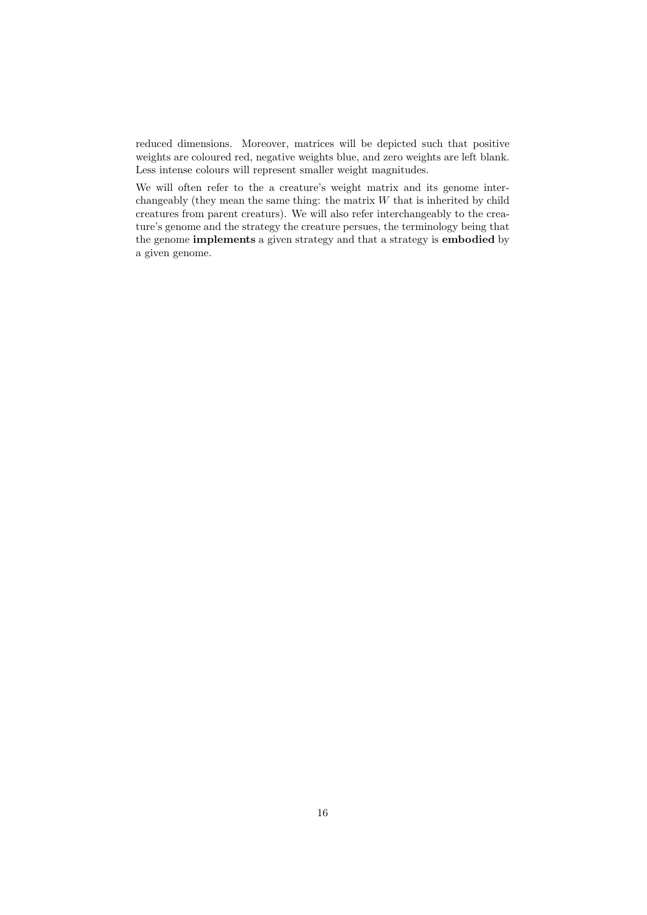reduced dimensions. Moreover, matrices will be depicted such that positive weights are coloured red, negative weights blue, and zero weights are left blank. Less intense colours will represent smaller weight magnitudes.

We will often refer to the a creature's weight matrix and its genome interchangeably (they mean the same thing: the matrix $W$ that is inherited by child creatures from parent creaturs). We will also refer interchangeably to the creature's genome and the strategy the creature persues, the terminology being that the genome **implements** a given strategy and that a strategy is **embodied** by a given genome.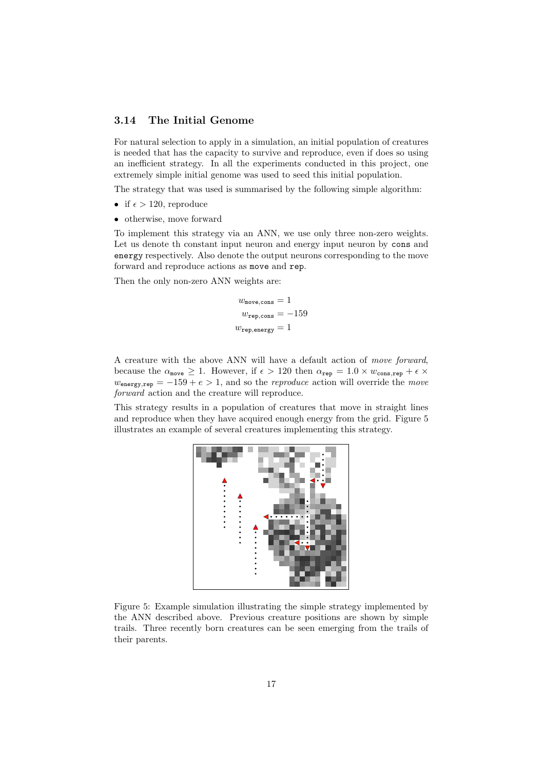### 3.14 The Initial Genome

For natural selection to apply in a simulation, an initial population of creatures is needed that has the capacity to survive and reproduce, even if does so using an inefficient strategy. In all the experiments conducted in this project, one extremely simple initial genome was used to seed this initial population.

The strategy that was used is summarised by the following simple algorithm:

- if $\epsilon > 120$, reproduce
- otherwise, move forward

To implement this strategy via an ANN, we use only three non-zero weights. Let us denote th constant input neuron and energy input neuron by `cons` and `energy` respectively. Also denote the output neurons corresponding to the move forward and reproduce actions as `move` and `rep`.

Then the only non-zero ANN weights are:

$$w_{\texttt{move},\texttt{cons}} = 1$$
$$w_{\texttt{rep},\texttt{cons}} = -159$$
$$w_{\texttt{rep},\texttt{energy}} = 1$$

A creature with the above ANN will have a default action of *move forward*, because the $\alpha_{\texttt{move}} \geq 1$. However, if $\epsilon > 120$ then $\alpha_{\texttt{rep}} = 1.0 \times w_{\texttt{cons},\texttt{rep}} + \epsilon \times w_{\texttt{energy},\texttt{rep}} = -159 + e > 1$, and so the *reproduce* action will override the *move forward* action and the creature will reproduce.

This strategy results in a population of creatures that move in straight lines and reproduce when they have acquired enough energy from the grid. Figure 5 illustrates an example of several creatures implementing this strategy.

Figure 5: Example simulation illustrating the simple strategy implemented by the ANN described above. Previous creature positions are shown by simple trails. Three recently born creatures can be seen emerging from the trails of their parents.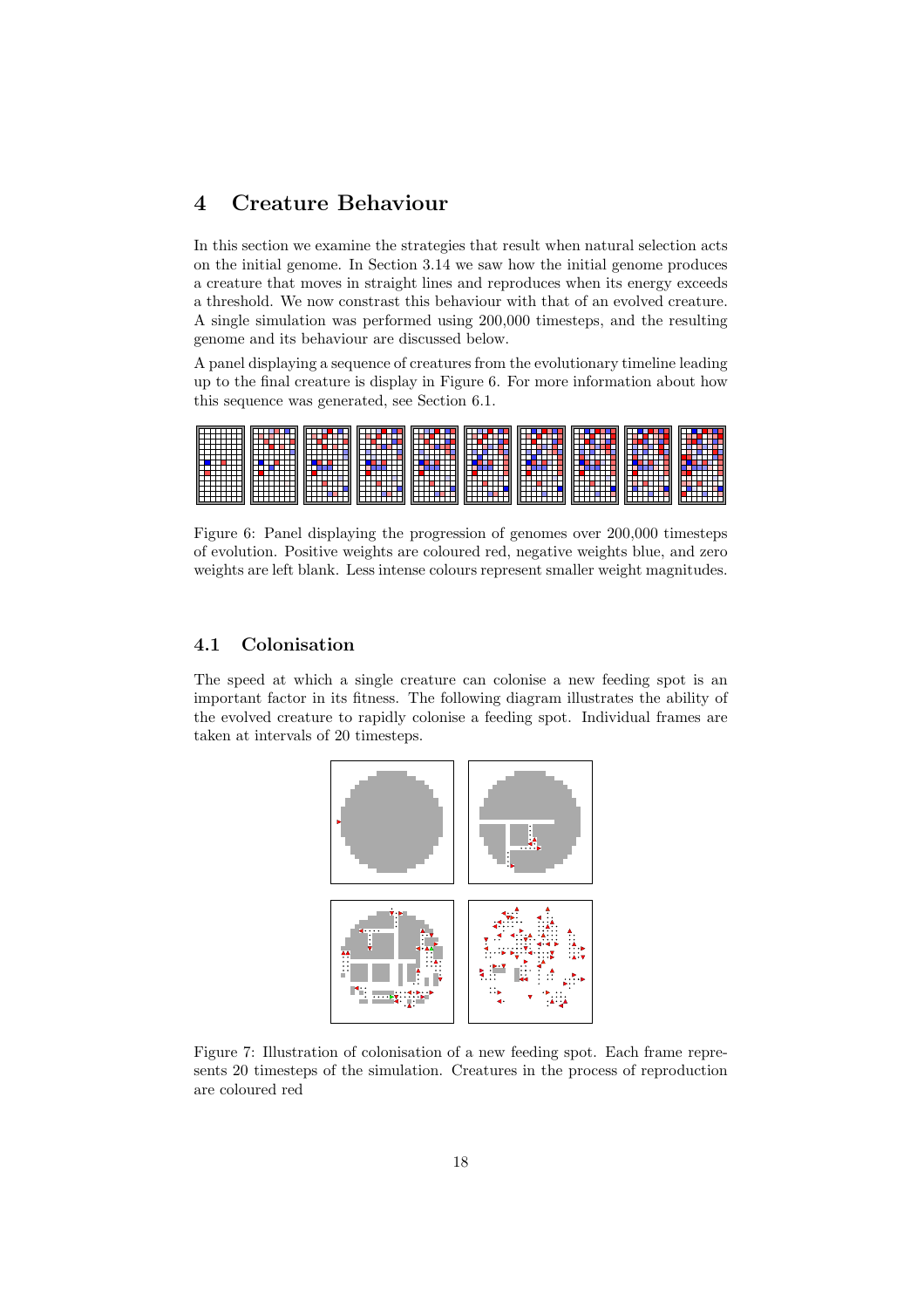# 4 Creature Behaviour

In this section we examine the strategies that result when natural selection acts on the initial genome. In Section 3.14 we saw how the initial genome produces a creature that moves in straight lines and reproduces when its energy exceeds a threshold. We now constrast this behaviour with that of an evolved creature. A single simulation was performed using 200,000 timesteps, and the resulting genome and its behaviour are discussed below.

A panel displaying a sequence of creatures from the evolutionary timeline leading up to the final creature is display in Figure 6. For more information about how this sequence was generated, see Section 6.1.

Figure 6: Panel displaying the progression of genomes over 200,000 timesteps of evolution. Positive weights are coloured red, negative weights blue, and zero weights are left blank. Less intense colours represent smaller weight magnitudes.

## 4.1 Colonisation

The speed at which a single creature can colonise a new feeding spot is an important factor in its fitness. The following diagram illustrates the ability of the evolved creature to rapidly colonise a feeding spot. Individual frames are taken at intervals of 20 timesteps.

Figure 7: Illustration of colonisation of a new feeding spot. Each frame represents 20 timesteps of the simulation. Creatures in the process of reproduction are coloured red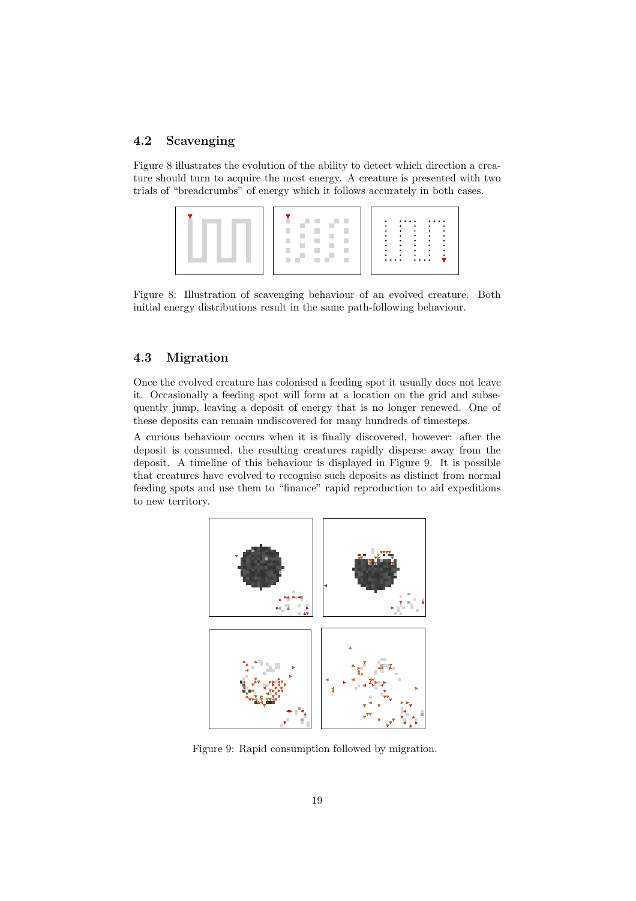### 4.2 Scavenging

Figure 8 illustrates the evolution of the ability to detect which direction a creature should turn to acquire the most energy. A creature is presented with two trials of "breadcrumbs" of energy which it follows accurately in both cases.

Figure 8: Illustration of scavenging behaviour of an evolved creature. Both initial energy distributions result in the same path-following behaviour.

### 4.3 Migration

Once the evolved creature has colonised a feeding spot it usually does not leave it. Occasionally a feeding spot will form at a location on the grid and subsequently jump, leaving a deposit of energy that is no longer renewed. One of these deposits can remain undiscovered for many hundreds of timesteps.

A curious behaviour occurs when it is finally discovered, however: after the deposit is consumed, the resulting creatures rapidly disperse away from the deposit. A timeline of this behaviour is displayed in Figure 9. It is possible that creatures have evolved to recognise such deposits as distinct from normal feeding spots and use them to "finance" rapid reproduction to aid expeditions to new territory.

Figure 9: Rapid consumption followed by migration.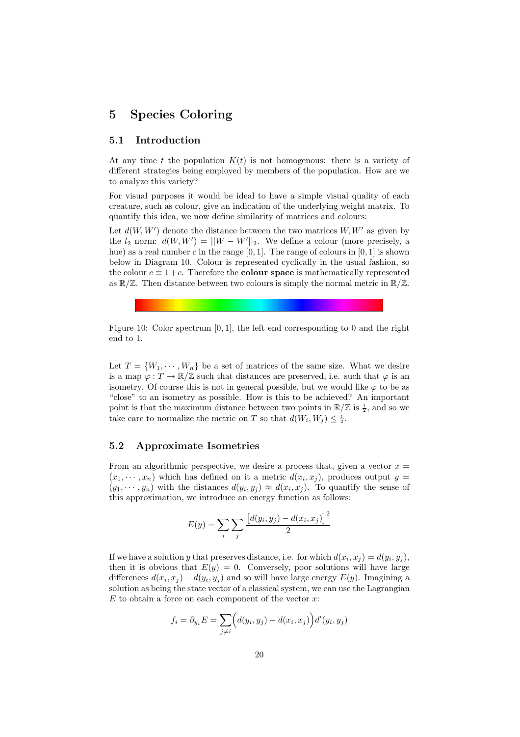# 5 Species Coloring

## 5.1 Introduction

At any time $t$ the population $K(t)$ is not homogenous: there is a variety of different strategies being employed by members of the population. How are we to analyze this variety?

For visual purposes it would be ideal to have a simple visual quality of each creature, such as colour, give an indication of the underlying weight matrix. To quantify this idea, we now define similarity of matrices and colours:

Let $d(W, W')$ denote the distance between the two matrices $W, W'$ as given by the $l_2$ norm: $d(W, W') = ||W - W'||_2$. We define a colour (more precisely, a hue) as a real number $c$ in the range $[0, 1]$. The range of colours in $[0, 1]$ is shown below in Diagram 10. Colour is represented cyclically in the usual fashion, so the colour $c \equiv 1 + c$. Therefore the **colour space** is mathematically represented as $\mathbb{R}/\mathbb{Z}$. Then distance between two colours is simply the normal metric in $\mathbb{R}/\mathbb{Z}$.

Figure 10: Color spectrum $[0, 1]$, the left end corresponding to 0 and the right end to 1.

Let $T = \{W_1, \cdots, W_n\}$ be a set of matrices of the same size. What we desire is a map $\varphi : T \to \mathbb{R}/\mathbb{Z}$ such that distances are preserved, i.e. such that $\varphi$ is an isometry. Of course this is not in general possible, but we would like $\varphi$ to be as "close" to an isometry as possible. How is this to be achieved? An important point is that the maximum distance between two points in $\mathbb{R}/\mathbb{Z}$ is $\frac{1}{2}$, and so we take care to normalize the metric on $T$ so that $d(W_i, W_j) \leq \frac{1}{2}$.

## 5.2 Approximate Isometries

From an algorithmic perspective, we desire a process that, given a vector $x = (x_1, \cdots, x_n)$ which has defined on it a metric $d(x_i, x_j)$, produces output $y = (y_1, \cdots, y_n)$ with the distances $d(y_i, y_j) \approx d(x_i, x_j)$. To quantify the sense of this approximation, we introduce an energy function as follows:

$$E(y) = \sum_i \sum_j \frac{\left[d(y_i, y_j) - d(x_i, x_j)\right]^2}{2}$$

If we have a solution $y$ that preserves distance, i.e. for which $d(x_i, x_j) = d(y_i, y_j)$, then it is obvious that $E(y) = 0$. Conversely, poor solutions will have large differences $d(x_i, x_j) - d(y_i, y_j)$ and so will have large energy $E(y)$. Imagining a solution as being the state vector of a classical system, we can use the Lagrangian $E$ to obtain a force on each component of the vector $x$:

$$f_i = \partial_{y_i} E = \sum_{j \neq i} \Big( d(y_i, y_j) - d(x_i, x_j) \Big) d'(y_i, y_j)$$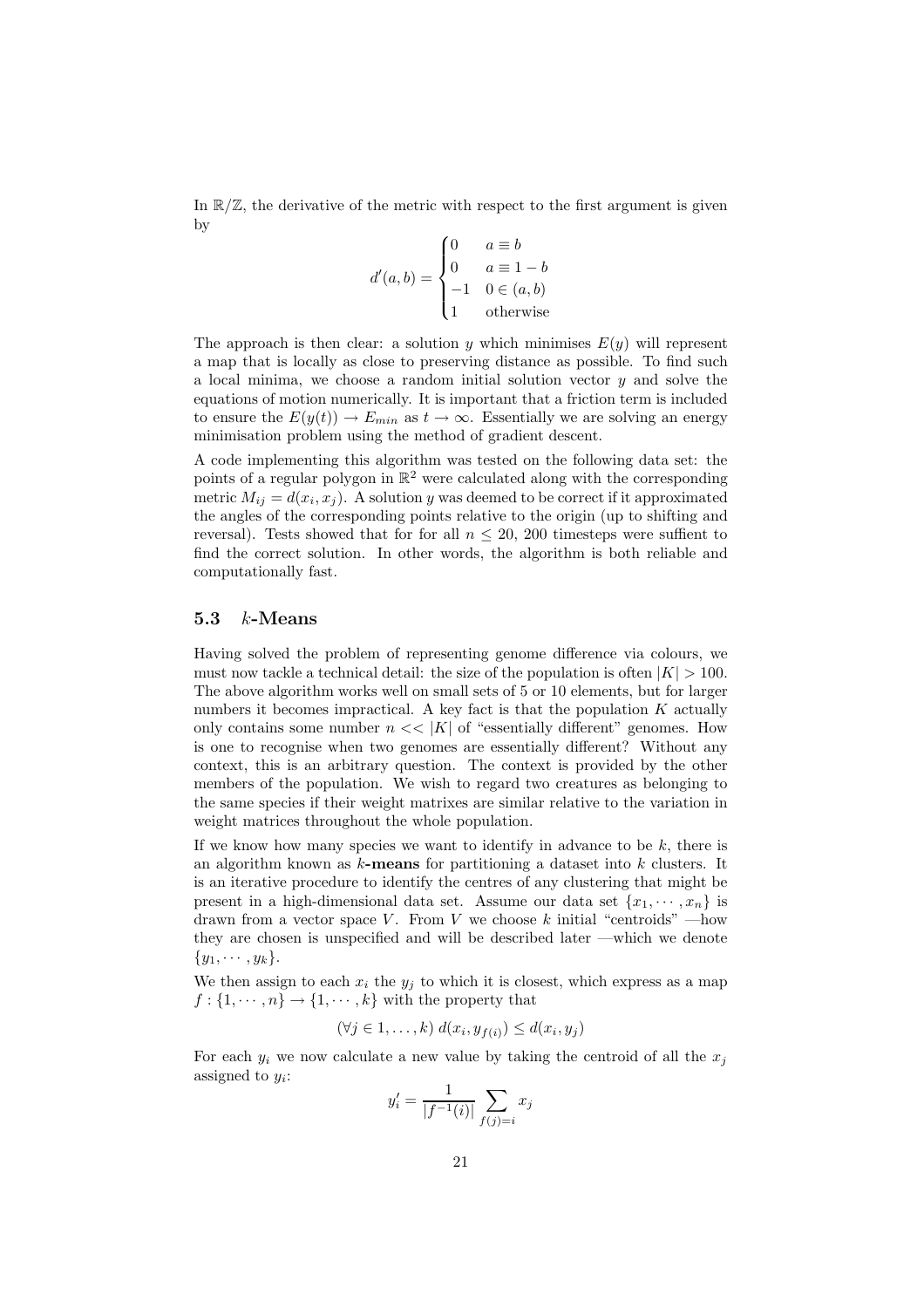In $\mathbb{R}/\mathbb{Z}$, the derivative of the metric with respect to the first argument is given by

$$d'(a,b) = \begin{cases} 0 & a \equiv b \\ 0 & a \equiv 1 - b \\ -1 & 0 \in (a,b) \\ 1 & \text{otherwise} \end{cases}$$

The approach is then clear: a solution $y$ which minimises $E(y)$ will represent a map that is locally as close to preserving distance as possible. To find such a local minima, we choose a random initial solution vector $y$ and solve the equations of motion numerically. It is important that a friction term is included to ensure the $E(y(t)) \to E_{min}$ as $t \to \infty$. Essentially we are solving an energy minimisation problem using the method of gradient descent.

A code implementing this algorithm was tested on the following data set: the points of a regular polygon in $\mathbb{R}^2$ were calculated along with the corresponding metric $M_{ij} = d(x_i, x_j)$. A solution $y$ was deemed to be correct if it approximated the angles of the corresponding points relative to the origin (up to shifting and reversal). Tests showed that for for all $n \leq 20$, 200 timesteps were suffient to find the correct solution. In other words, the algorithm is both reliable and computationally fast.

### 5.3 $k$-Means

Having solved the problem of representing genome difference via colours, we must now tackle a technical detail: the size of the population is often $|K| > 100$. The above algorithm works well on small sets of 5 or 10 elements, but for larger numbers it becomes impractical. A key fact is that the population $K$ actually only contains some number $n << |K|$ of "essentially different" genomes. How is one to recognise when two genomes are essentially different? Without any context, this is an arbitrary question. The context is provided by the other members of the population. We wish to regard two creatures as belonging to the same species if their weight matrixes are similar relative to the variation in weight matrices throughout the whole population.

If we know how many species we want to identify in advance to be $k$, there is an algorithm known as **$k$-means** for partitioning a dataset into $k$ clusters. It is an iterative procedure to identify the centres of any clustering that might be present in a high-dimensional data set. Assume our data set $\{x_1, \cdots, x_n\}$ is drawn from a vector space $V$. From $V$ we choose $k$ initial "centroids" —how they are chosen is unspecified and will be described later —which we denote $\{y_1, \cdots, y_k\}$.

We then assign to each $x_i$ the $y_j$ to which it is closest, which express as a map $f : \{1, \cdots, n\} \to \{1, \cdots, k\}$ with the property that

$$(\forall j \in 1, \ldots, k) \; d(x_i, y_{f(i)}) \leq d(x_i, y_j)$$

For each $y_i$ we now calculate a new value by taking the centroid of all the $x_j$ assigned to $y_i$:

$$y'_i = \frac{1}{|f^{-1}(i)|} \sum_{f(j)=i} x_j$$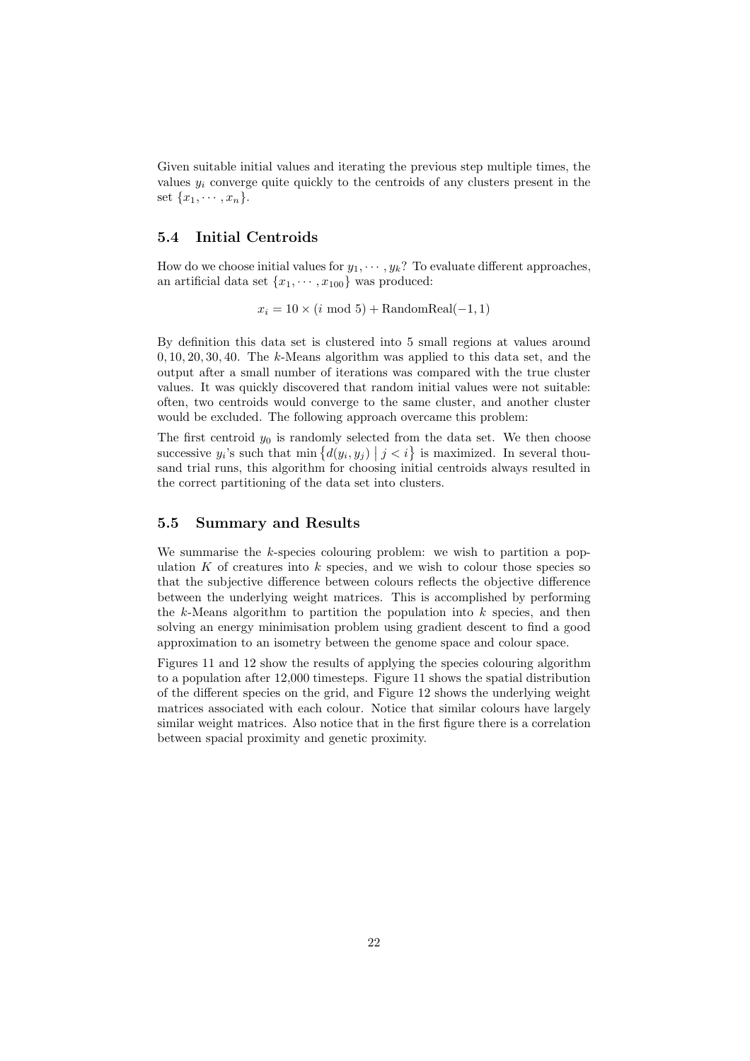Given suitable initial values and iterating the previous step multiple times, the values $y_i$ converge quite quickly to the centroids of any clusters present in the set $\{x_1, \cdots, x_n\}$.

## 5.4 Initial Centroids

How do we choose initial values for $y_1, \cdots, y_k$? To evaluate different approaches, an artificial data set $\{x_1, \cdots, x_{100}\}$ was produced:

$$x_i = 10 \times (i \bmod 5) + \text{RandomReal}(-1, 1)$$

By definition this data set is clustered into 5 small regions at values around $0, 10, 20, 30, 40$. The $k$-Means algorithm was applied to this data set, and the output after a small number of iterations was compared with the true cluster values. It was quickly discovered that random initial values were not suitable: often, two centroids would converge to the same cluster, and another cluster would be excluded. The following approach overcame this problem:

The first centroid $y_0$ is randomly selected from the data set. We then choose successive $y_i$'s such that $\min\{d(y_i, y_j) \mid j < i\}$ is maximized. In several thousand trial runs, this algorithm for choosing initial centroids always resulted in the correct partitioning of the data set into clusters.

## 5.5 Summary and Results

We summarise the $k$-species colouring problem: we wish to partition a population $K$ of creatures into $k$ species, and we wish to colour those species so that the subjective difference between colours reflects the objective difference between the underlying weight matrices. This is accomplished by performing the $k$-Means algorithm to partition the population into $k$ species, and then solving an energy minimisation problem using gradient descent to find a good approximation to an isometry between the genome space and colour space.

Figures 11 and 12 show the results of applying the species colouring algorithm to a population after 12,000 timesteps. Figure 11 shows the spatial distribution of the different species on the grid, and Figure 12 shows the underlying weight matrices associated with each colour. Notice that similar colours have largely similar weight matrices. Also notice that in the first figure there is a correlation between spacial proximity and genetic proximity.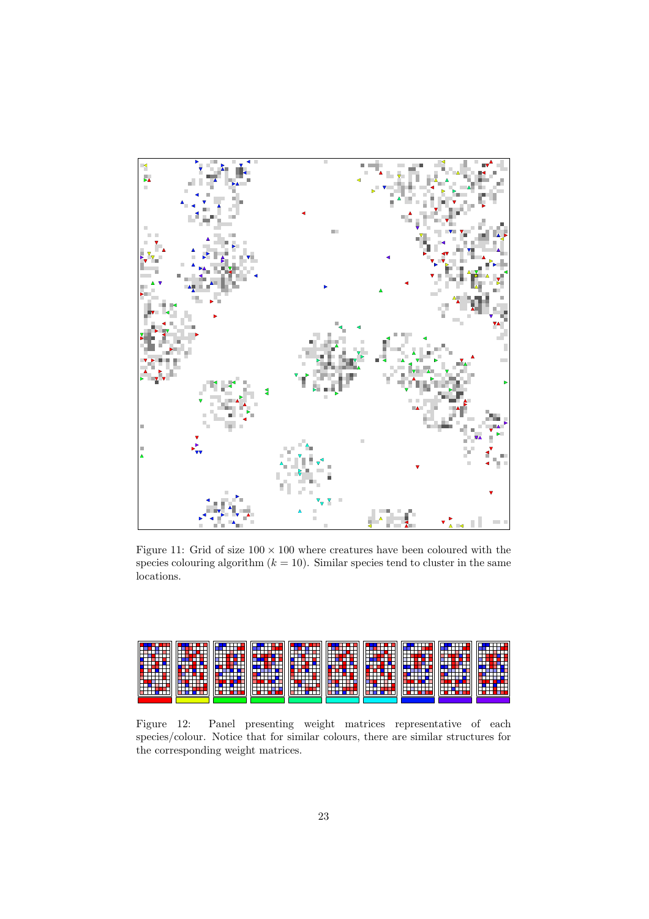Figure 11: Grid of size $100 \times 100$ where creatures have been coloured with the species colouring algorithm ($k = 10$). Similar species tend to cluster in the same locations.

Figure 12: Panel presenting weight matrices representative of each species/colour. Notice that for similar colours, there are similar structures for the corresponding weight matrices.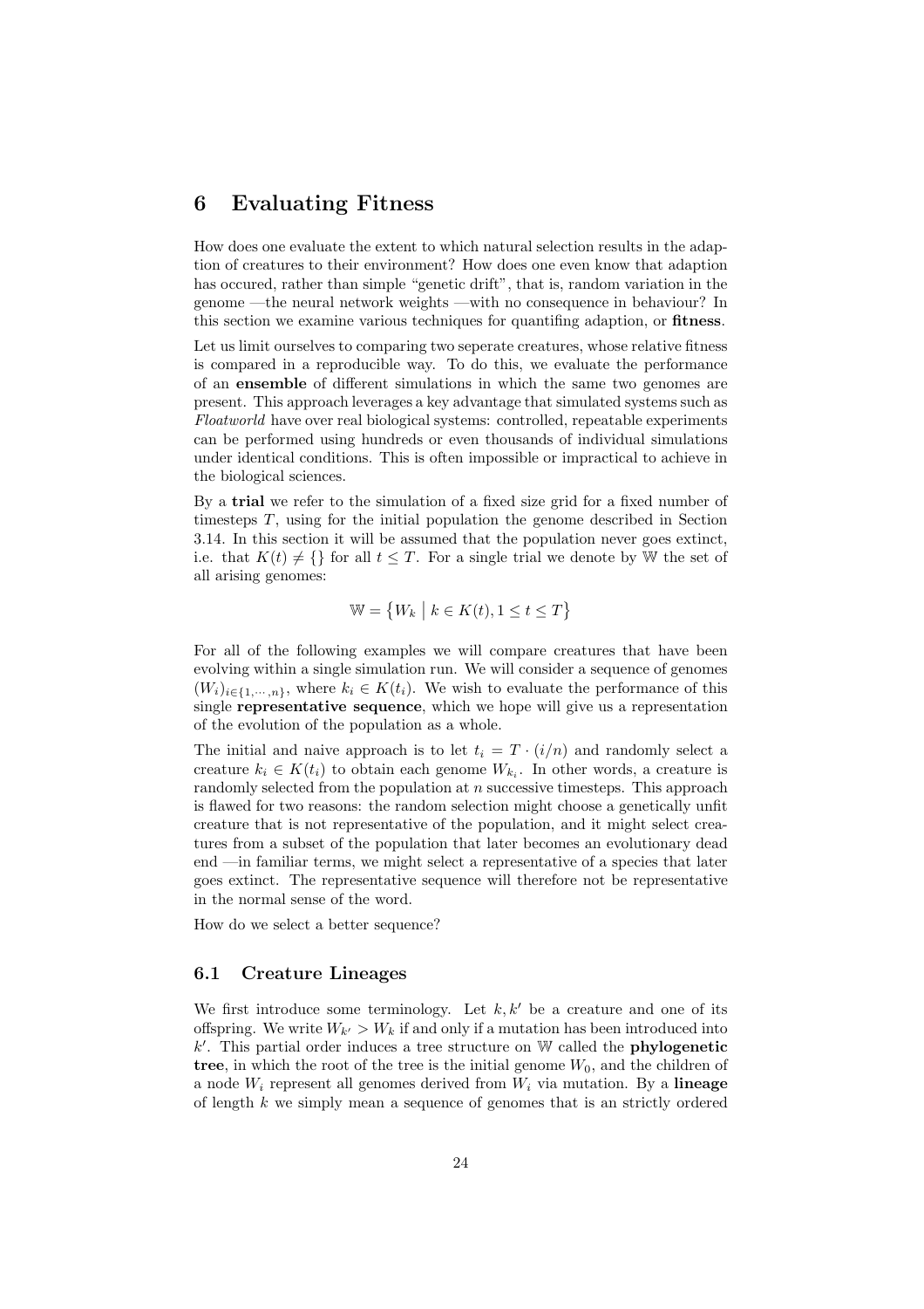# 6 Evaluating Fitness

How does one evaluate the extent to which natural selection results in the adaption of creatures to their environment? How does one even know that adaption has occured, rather than simple "genetic drift", that is, random variation in the genome —the neural network weights —with no consequence in behaviour? In this section we examine various techniques for quantifing adaption, or **fitness**.

Let us limit ourselves to comparing two seperate creatures, whose relative fitness is compared in a reproducible way. To do this, we evaluate the performance of an **ensemble** of different simulations in which the same two genomes are present. This approach leverages a key advantage that simulated systems such as *Floatworld* have over real biological systems: controlled, repeatable experiments can be performed using hundreds or even thousands of individual simulations under identical conditions. This is often impossible or impractical to achieve in the biological sciences.

By a **trial** we refer to the simulation of a fixed size grid for a fixed number of timesteps $T$, using for the initial population the genome described in Section 3.14. In this section it will be assumed that the population never goes extinct, i.e. that $K(t) \neq \{\}$ for all $t \leq T$. For a single trial we denote by $\mathbb{W}$ the set of all arising genomes:

$$\mathbb{W} = \left\{ W_k \;\middle|\; k \in K(t), 1 \leq t \leq T \right\}$$

For all of the following examples we will compare creatures that have been evolving within a single simulation run. We will consider a sequence of genomes $(W_i)_{i \in \{1,\cdots,n\}}$, where $k_i \in K(t_i)$. We wish to evaluate the performance of this single **representative sequence**, which we hope will give us a representation of the evolution of the population as a whole.

The initial and naive approach is to let $t_i = T \cdot (i/n)$ and randomly select a creature $k_i \in K(t_i)$ to obtain each genome $W_{k_i}$. In other words, a creature is randomly selected from the population at $n$ successive timesteps. This approach is flawed for two reasons: the random selection might choose a genetically unfit creature that is not representative of the population, and it might select creatures from a subset of the population that later becomes an evolutionary dead end —in familiar terms, we might select a representative of a species that later goes extinct. The representative sequence will therefore not be representative in the normal sense of the word.

How do we select a better sequence?

## 6.1 Creature Lineages

We first introduce some terminology. Let $k, k'$ be a creature and one of its offspring. We write $W_{k'} > W_k$ if and only if a mutation has been introduced into $k'$. This partial order induces a tree structure on $\mathbb{W}$ called the **phylogenetic tree**, in which the root of the tree is the initial genome $W_0$, and the children of a node $W_i$ represent all genomes derived from $W_i$ via mutation. By a **lineage** of length $k$ we simply mean a sequence of genomes that is an strictly ordered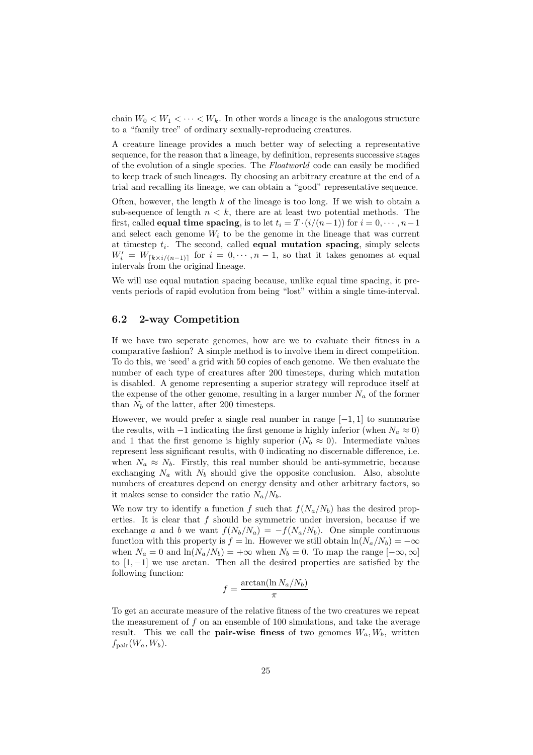chain $W_0 < W_1 < \cdots < W_k$. In other words a lineage is the analogous structure to a "family tree" of ordinary sexually-reproducing creatures.

A creature lineage provides a much better way of selecting a representative sequence, for the reason that a lineage, by definition, represents successive stages of the evolution of a single species. The *Floatworld* code can easily be modified to keep track of such lineages. By choosing an arbitrary creature at the end of a trial and recalling its lineage, we can obtain a "good" representative sequence.

Often, however, the length $k$ of the lineage is too long. If we wish to obtain a sub-sequence of length $n < k$, there are at least two potential methods. The first, called **equal time spacing**, is to let $t_i = T \cdot (i/(n-1))$ for $i = 0, \cdots, n-1$ and select each genome $W_i$ to be the genome in the lineage that was current at timestep $t_i$. The second, called **equal mutation spacing**, simply selects $W'_i = W_{\lceil k \times i/(n-1) \rceil}$ for $i = 0, \cdots, n-1$, so that it takes genomes at equal intervals from the original lineage.

We will use equal mutation spacing because, unlike equal time spacing, it prevents periods of rapid evolution from being "lost" within a single time-interval.

## 6.2 2-way Competition

If we have two seperate genomes, how are we to evaluate their fitness in a comparative fashion? A simple method is to involve them in direct competition. To do this, we 'seed' a grid with 50 copies of each genome. We then evaluate the number of each type of creatures after 200 timesteps, during which mutation is disabled. A genome representing a superior strategy will reproduce itself at the expense of the other genome, resulting in a larger number $N_a$ of the former than $N_b$ of the latter, after 200 timesteps.

However, we would prefer a single real number in range $[-1, 1]$ to summarise the results, with $-1$ indicating the first genome is highly inferior (when $N_a \approx 0$) and 1 that the first genome is highly superior ($N_b \approx 0$). Intermediate values represent less significant results, with 0 indicating no discernable difference, i.e. when $N_a \approx N_b$. Firstly, this real number should be anti-symmetric, because exchanging $N_a$ with $N_b$ should give the opposite conclusion. Also, absolute numbers of creatures depend on energy density and other arbitrary factors, so it makes sense to consider the ratio $N_a/N_b$.

We now try to identify a function $f$ such that $f(N_a/N_b)$ has the desired properties. It is clear that $f$ should be symmetric under inversion, because if we exchange $a$ and $b$ we want $f(N_b/N_a) = -f(N_a/N_b)$. One simple continuous function with this property is $f = \ln$. However we still obtain $\ln(N_a/N_b) = -\infty$ when $N_a = 0$ and $\ln(N_a/N_b) = +\infty$ when $N_b = 0$. To map the range $[-\infty, \infty]$ to $[1, -1]$ we use arctan. Then all the desired properties are satisfied by the following function:

$$f = \frac{\arctan(\ln N_a/N_b)}{\pi}$$

To get an accurate measure of the relative fitness of the two creatures we repeat the measurement of $f$ on an ensemble of 100 simulations, and take the average result. This we call the **pair-wise finess** of two genomes $W_a, W_b$, written $f_{\text{pair}}(W_a, W_b)$.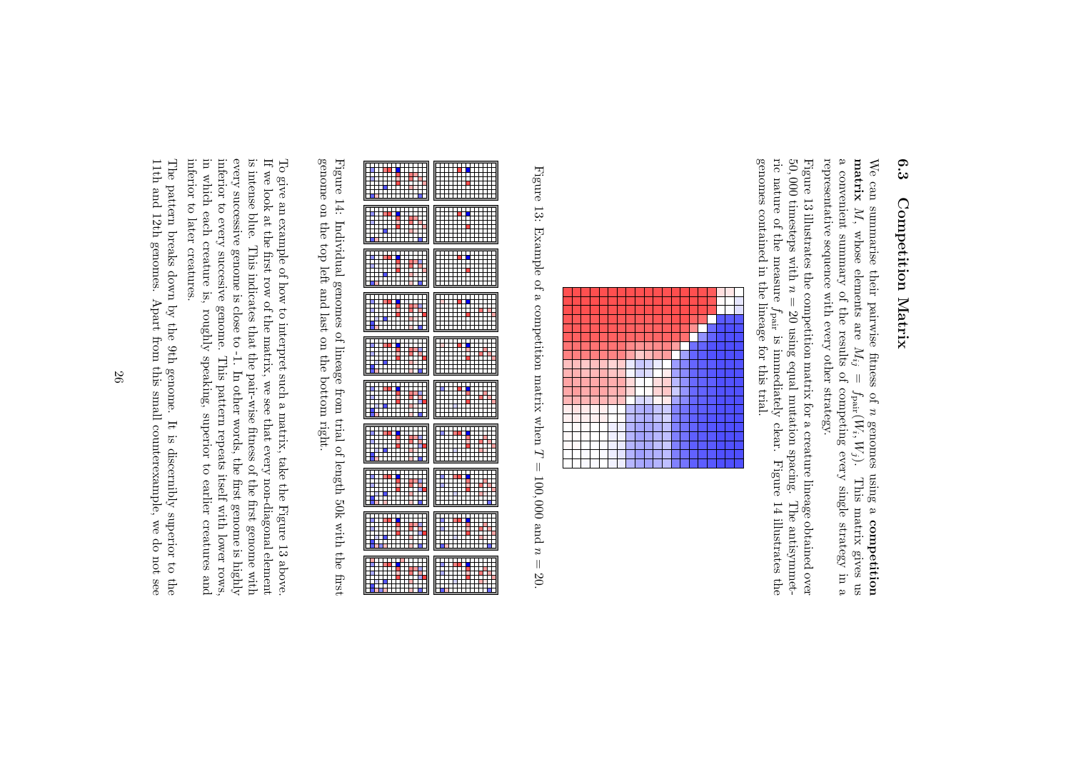### 6.3 Competition Matrix

We can summarise their pairwise fitness of $n$ genomes using a **competition matrix** $M$, whose elements are $M_{ij} = f_{\text{pair}}(W_i, W_j)$. This matrix gives us a convenient summary of the results of competing every single strategy in a representative sequence with every other strategy.

Figure 13 illustrates the competition matrix for a creature lineage obtained over 50,000 timesteps with $n = 20$ using equal mutation spacing. The antisymmetric nature of the measure $f_{\text{pair}}$ is immediately clear. Figure 14 illustrates the genomes contained in the lineage for this trial.

Figure 13: Example of a competition matrix when $T = 100,000$ and $n = 20$.

Figure 14: Individual genomes of lineage from trial of length 50k with the first genome on the top left and last on the bottom right.

To give an example of how to interpret such a matrix, take the Figure 13 above. If we look at the first row of the matrix, we see that every non-diagonal element is intense blue. This indicates that the pair-wise fitness of the first genome with every successive genome is close to -1. In other words, the first genome is highly inferior to every successive genome. This pattern repeats itself with lower rows, in which each creature is, roughly speaking, superior to earlier creatures and inferior to later creatures.

The pattern breaks down by the 9th genome. It is discernibly superior to the 11th and 12th genomes. Apart from this small counterexample, we do not see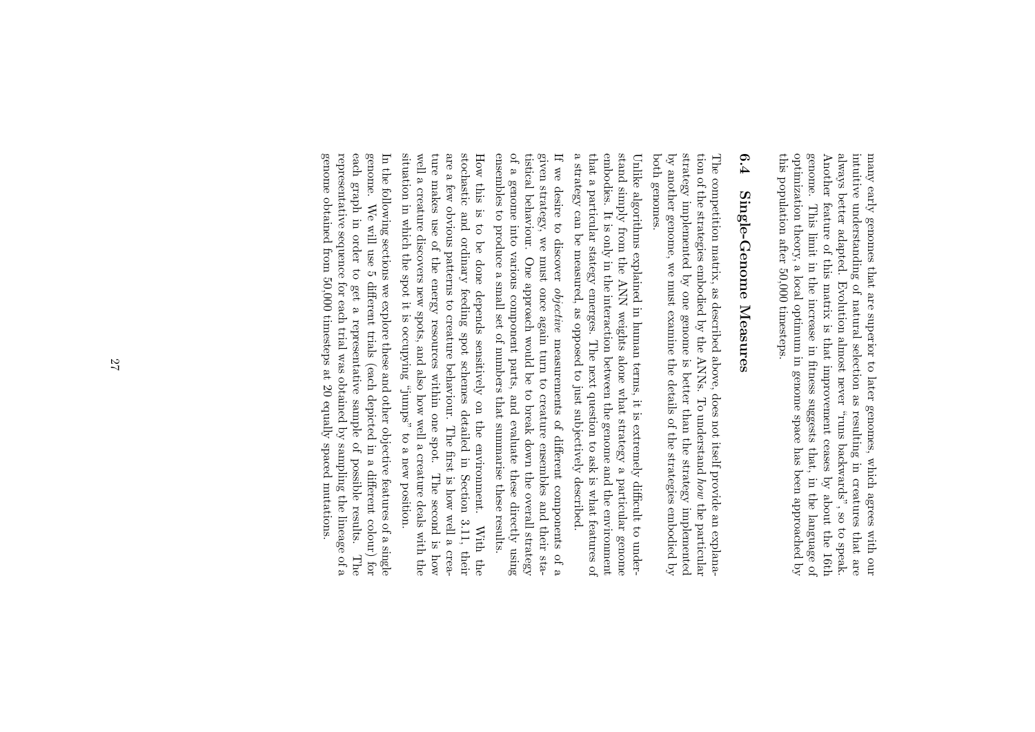many early genomes that are superior to later genomes, which agrees with our intuitive understanding of natural selection as resulting in creatures that are always better adapted. Evolution almost never "runs backwards", so to speak. Another feature of this matrix is that improvement ceases by about the 16th genome. This limit in the increase in fitness suggests that, in the language of optimization theory, a local optimum in genome space has been approached by this population after 50,000 timesteps.

## 6.4 Single-Genome Measures

The competition matrix, as described above, does not itself provide an explanation of the strategies embodied by the ANNs. To understand *how* the particular strategy implemented by one genome is better than the strategy implemented by another genome, we must examine the details of the strategies embodied by both genomes.

Unlike algorithms explained in human terms, it is extremely difficult to understand simply from the ANN weights alone what strategy a particular genome embodies. It is only in the interaction between the genome and the environment that a particular stategy emerges. The next question to ask is what features of a strategy can be measured, as opposed to just subjectively described.

If we desire to discover *objective* measurements of different components of a given strategy, we must once again turn to creature ensembles and their statistical behaviour. One approach would be to break down the overall strategy of a genome into various component parts, and evaluate these directly using ensembles to produce a small set of numbers that summarise these results.

How this is to be done depends sensitively on the environment. With the stochastic and ordinary feeding spot schemes detailed in Section 3.11, their are a few obvious patterns to creature behaviour. The first is how well a creature makes use of the energy resources within one spot. The second is how well a creature discovers new spots, and also how well a creature deals with the situation in which the spot it is occupying "jumps" to a new position.

In the following sections we explore these and other objective features of a single genome. We will use 5 different trials (each depicted in a different colour) for each graph in order to get a representative sample of possible results. The representative sequence for each trial was obtained by sampling the lineage of a genome obtained from 50,000 timesteps at 20 equally spaced mutations.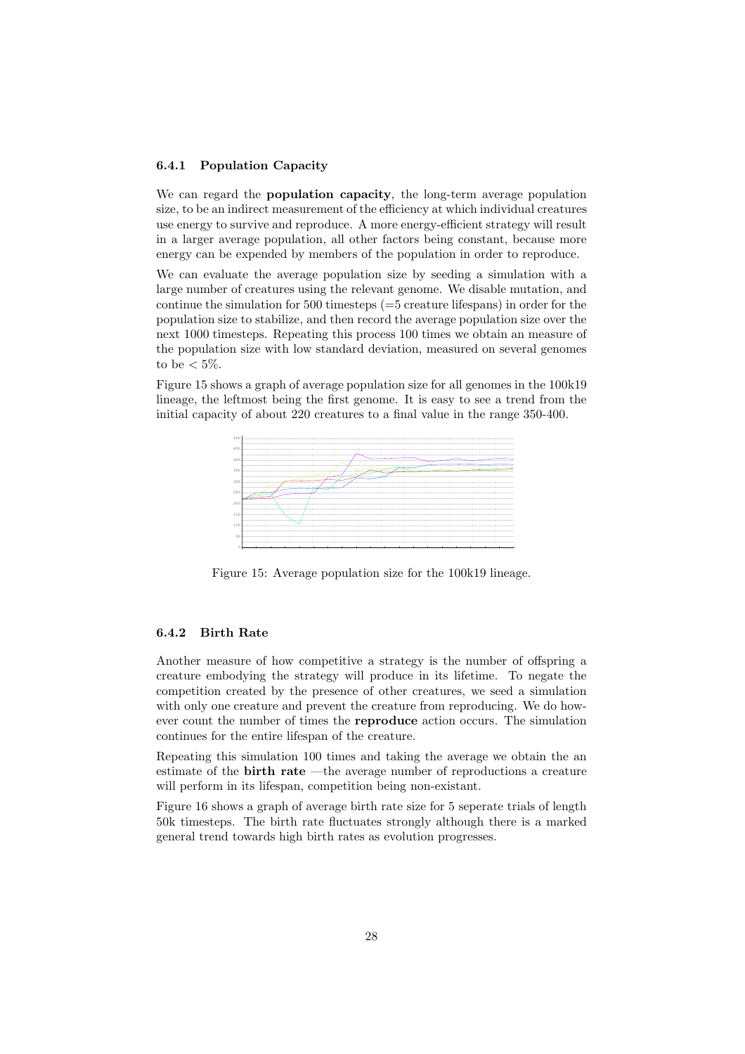### 6.4.1 Population Capacity

We can regard the **population capacity**, the long-term average population size, to be an indirect measurement of the efficiency at which individual creatures use energy to survive and reproduce. A more energy-efficient strategy will result in a larger average population, all other factors being constant, because more energy can be expended by members of the population in order to reproduce.

We can evaluate the average population size by seeding a simulation with a large number of creatures using the relevant genome. We disable mutation, and continue the simulation for 500 timesteps (=5 creature lifespans) in order for the population size to stabilize, and then record the average population size over the next 1000 timesteps. Repeating this process 100 times we obtain an measure of the population size with low standard deviation, measured on several genomes to be $< 5\%$.

Figure 15 shows a graph of average population size for all genomes in the 100k19 lineage, the leftmost being the first genome. It is easy to see a trend from the initial capacity of about 220 creatures to a final value in the range 350-400.

Figure 15: Average population size for the 100k19 lineage.

### 6.4.2 Birth Rate

Another measure of how competitive a strategy is the number of offspring a creature embodying the strategy will produce in its lifetime. To negate the competition created by the presence of other creatures, we seed a simulation with only one creature and prevent the creature from reproducing. We do however count the number of times the **reproduce** action occurs. The simulation continues for the entire lifespan of the creature.

Repeating this simulation 100 times and taking the average we obtain the an estimate of the **birth rate** —the average number of reproductions a creature will perform in its lifespan, competition being non-existant.

Figure 16 shows a graph of average birth rate size for 5 seperate trials of length 50k timesteps. The birth rate fluctuates strongly although there is a marked general trend towards high birth rates as evolution progresses.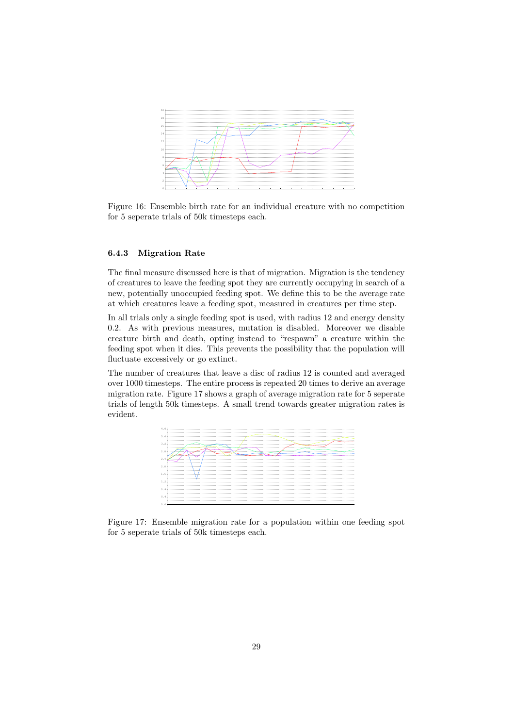Figure 16: Ensemble birth rate for an individual creature with no competition for 5 seperate trials of 50k timesteps each.

### 6.4.3 Migration Rate

The final measure discussed here is that of migration. Migration is the tendency of creatures to leave the feeding spot they are currently occupying in search of a new, potentially unoccupied feeding spot. We define this to be the average rate at which creatures leave a feeding spot, measured in creatures per time step.

In all trials only a single feeding spot is used, with radius 12 and energy density 0.2. As with previous measures, mutation is disabled. Moreover we disable creature birth and death, opting instead to "respawn" a creature within the feeding spot when it dies. This prevents the possibility that the population will fluctuate excessively or go extinct.

The number of creatures that leave a disc of radius 12 is counted and averaged over 1000 timesteps. The entire process is repeated 20 times to derive an average migration rate. Figure 17 shows a graph of average migration rate for 5 seperate trials of length 50k timesteps. A small trend towards greater migration rates is evident.

Figure 17: Ensemble migration rate for a population within one feeding spot for 5 seperate trials of 50k timesteps each.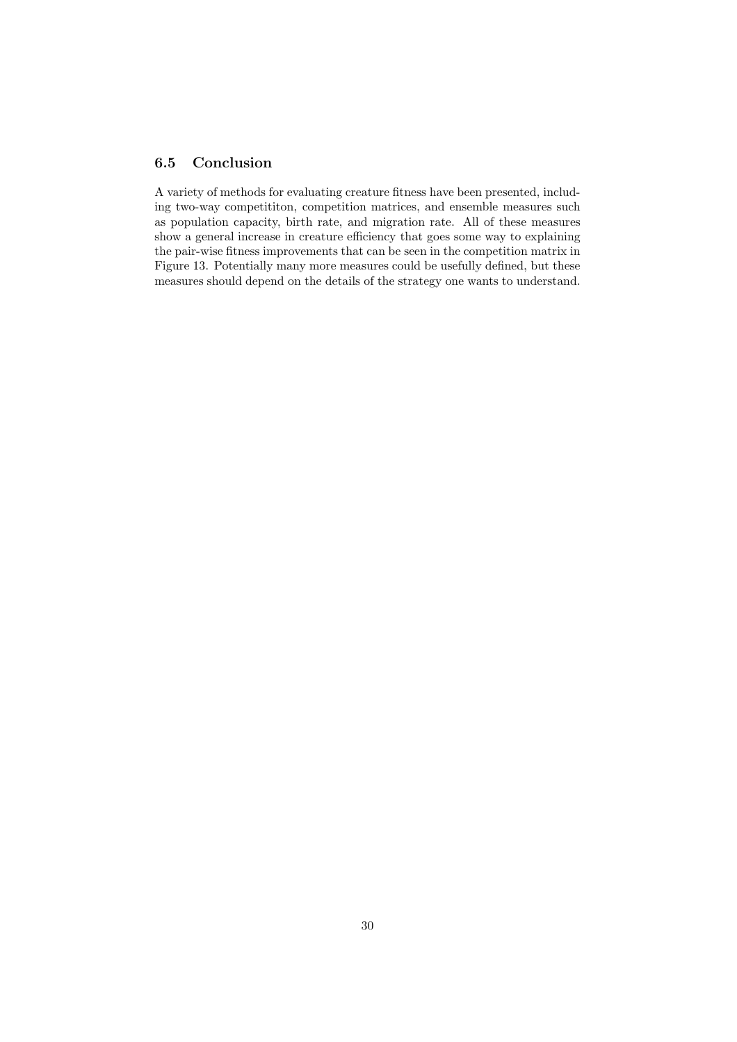### 6.5 Conclusion

A variety of methods for evaluating creature fitness have been presented, including two-way competititon, competition matrices, and ensemble measures such as population capacity, birth rate, and migration rate. All of these measures show a general increase in creature efficiency that goes some way to explaining the pair-wise fitness improvements that can be seen in the competition matrix in Figure 13. Potentially many more measures could be usefully defined, but these measures should depend on the details of the strategy one wants to understand.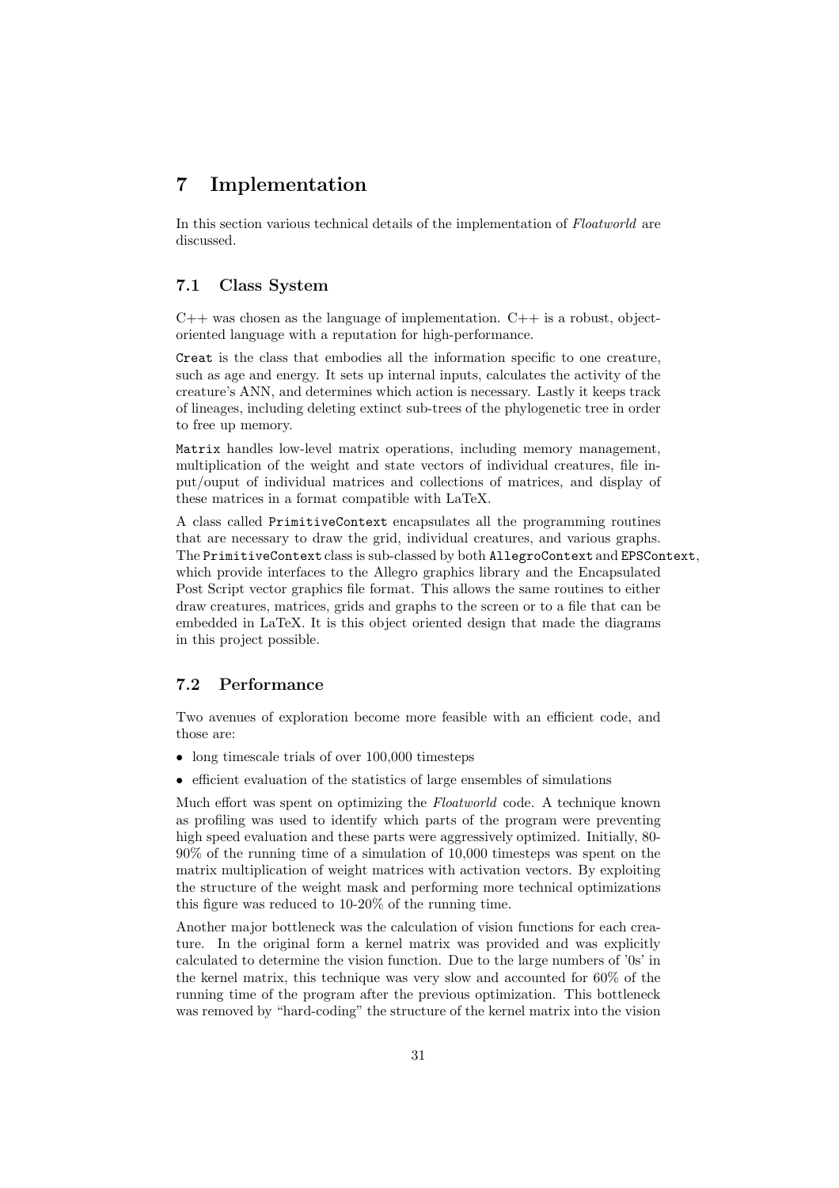# 7 Implementation

In this section various technical details of the implementation of *Floatworld* are discussed.

## 7.1 Class System

C++ was chosen as the language of implementation. C++ is a robust, object-oriented language with a reputation for high-performance.

`Creat` is the class that embodies all the information specific to one creature, such as age and energy. It sets up internal inputs, calculates the activity of the creature's ANN, and determines which action is necessary. Lastly it keeps track of lineages, including deleting extinct sub-trees of the phylogenetic tree in order to free up memory.

`Matrix` handles low-level matrix operations, including memory management, multiplication of the weight and state vectors of individual creatures, file input/ouput of individual matrices and collections of matrices, and display of these matrices in a format compatible with LaTeX.

A class called `PrimitiveContext` encapsulates all the programming routines that are necessary to draw the grid, individual creatures, and various graphs. The `PrimitiveContext` class is sub-classed by both `AllegroContext` and `EPSContext`, which provide interfaces to the Allegro graphics library and the Encapsulated Post Script vector graphics file format. This allows the same routines to either draw creatures, matrices, grids and graphs to the screen or to a file that can be embedded in LaTeX. It is this object oriented design that made the diagrams in this project possible.

## 7.2 Performance

Two avenues of exploration become more feasible with an efficient code, and those are:

- long timescale trials of over 100,000 timesteps
- efficient evaluation of the statistics of large ensembles of simulations

Much effort was spent on optimizing the *Floatworld* code. A technique known as profiling was used to identify which parts of the program were preventing high speed evaluation and these parts were aggressively optimized. Initially, 80-90% of the running time of a simulation of 10,000 timesteps was spent on the matrix multiplication of weight matrices with activation vectors. By exploiting the structure of the weight mask and performing more technical optimizations this figure was reduced to 10-20% of the running time.

Another major bottleneck was the calculation of vision functions for each creature. In the original form a kernel matrix was provided and was explicitly calculated to determine the vision function. Due to the large numbers of '0s' in the kernel matrix, this technique was very slow and accounted for 60% of the running time of the program after the previous optimization. This bottleneck was removed by "hard-coding" the structure of the kernel matrix into the vision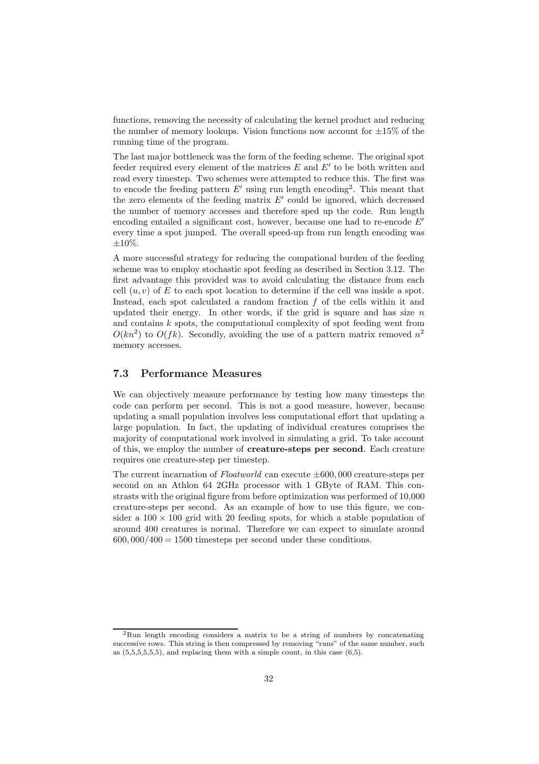functions, removing the necessity of calculating the kernel product and reducing the number of memory lookups. Vision functions now account for $\pm 15\%$ of the running time of the program.

The last major bottleneck was the form of the feeding scheme. The original spot feeder required every element of the matrices $E$ and $E'$ to be both written and read every timestep. Two schemes were attempted to reduce this. The first was to encode the feeding pattern $E'$ using run length encoding[2]. This meant that the zero elements of the feeding matrix $E'$ could be ignored, which decreased the number of memory accesses and therefore sped up the code. Run length encoding entailed a significant cost, however, because one had to re-encode $E'$ every time a spot jumped. The overall speed-up from run length encoding was $\pm 10\%$.

A more successful strategy for reducing the compational burden of the feeding scheme was to employ stochastic spot feeding as described in Section 3.12. The first advantage this provided was to avoid calculating the distance from each cell $(u, v)$ of $E$ to each spot location to determine if the cell was inside a spot. Instead, each spot calculated a random fraction $f$ of the cells within it and updated their energy. In other words, if the grid is square and has size $n$ and contains $k$ spots, the computational complexity of spot feeding went from $O(kn^2)$ to $O(fk)$. Secondly, avoiding the use of a pattern matrix removed $n^2$ memory accesses.

### 7.3 Performance Measures

We can objectively measure performance by testing how many timesteps the code can perform per second. This is not a good measure, however, because updating a small population involves less computational effort that updating a large population. In fact, the updating of individual creatures comprises the majority of computational work involved in simulating a grid. To take account of this, we employ the number of **creature-steps per second**. Each creature requires one creature-step per timestep.

The current incarnation of *Floatworld* can execute $\pm 600,000$ creature-steps per second on an Athlon 64 2GHz processor with 1 GByte of RAM. This constrasts with the original figure from before optimization was performed of 10,000 creature-steps per second. As an example of how to use this figure, we consider a $100 \times 100$ grid with 20 feeding spots, for which a stable population of around 400 creatures is normal. Therefore we can expect to simulate around $600,000/400 = 1500$ timesteps per second under these conditions.

[2] Run length encoding considers a matrix to be a string of numbers by concatenating successive rows. This string is then compressed by removing "runs" of the same number, such as (5,5,5,5,5,5), and replacing them with a simple count, in this case (6,5).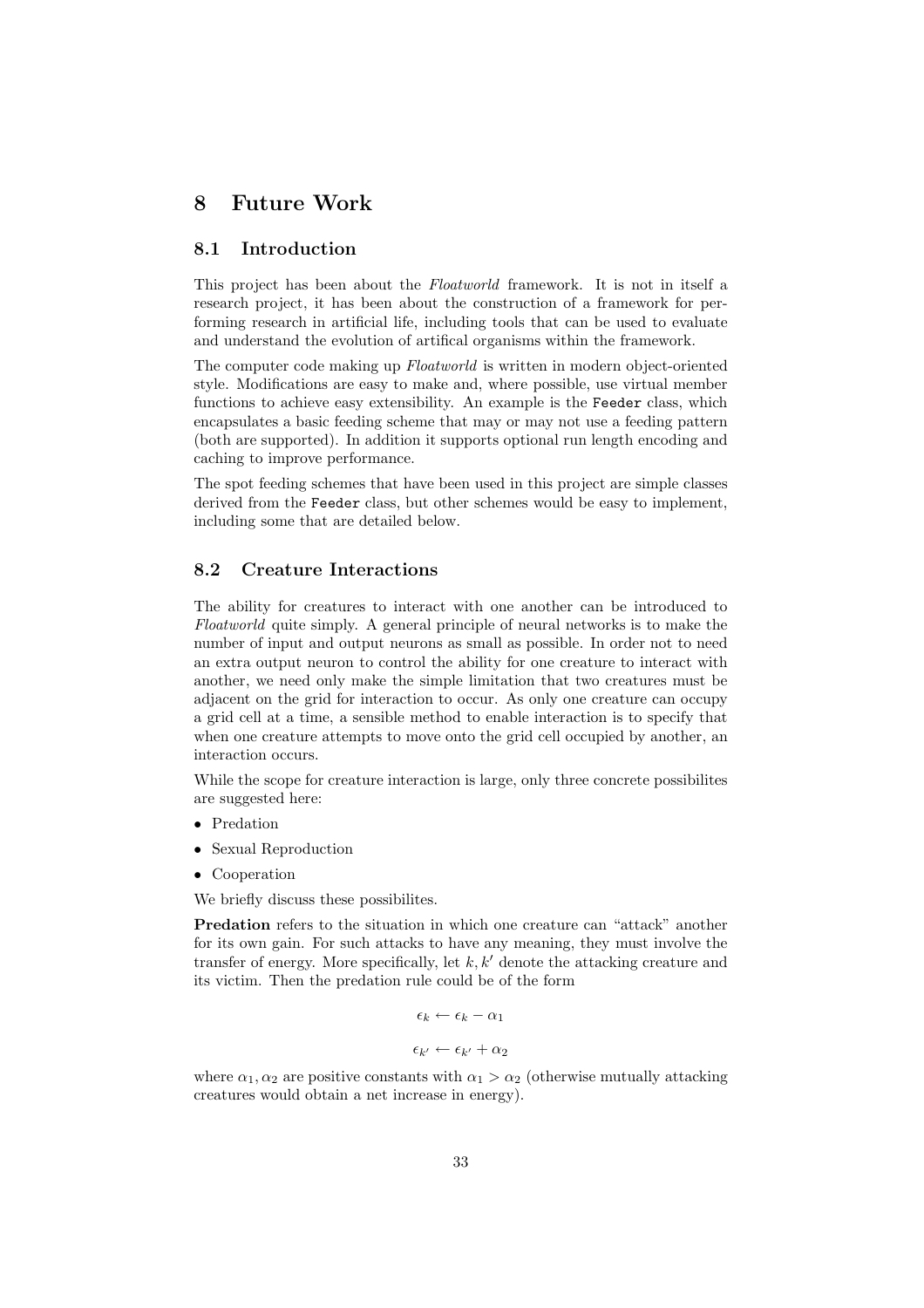# 8 Future Work

## 8.1 Introduction

This project has been about the *Floatworld* framework. It is not in itself a research project, it has been about the construction of a framework for performing research in artificial life, including tools that can be used to evaluate and understand the evolution of artifical organisms within the framework.

The computer code making up *Floatworld* is written in modern object-oriented style. Modifications are easy to make and, where possible, use virtual member functions to achieve easy extensibility. An example is the `Feeder` class, which encapsulates a basic feeding scheme that may or may not use a feeding pattern (both are supported). In addition it supports optional run length encoding and caching to improve performance.

The spot feeding schemes that have been used in this project are simple classes derived from the `Feeder` class, but other schemes would be easy to implement, including some that are detailed below.

## 8.2 Creature Interactions

The ability for creatures to interact with one another can be introduced to *Floatworld* quite simply. A general principle of neural networks is to make the number of input and output neurons as small as possible. In order not to need an extra output neuron to control the ability for one creature to interact with another, we need only make the simple limitation that two creatures must be adjacent on the grid for interaction to occur. As only one creature can occupy a grid cell at a time, a sensible method to enable interaction is to specify that when one creature attempts to move onto the grid cell occupied by another, an interaction occurs.

While the scope for creature interaction is large, only three concrete possibilites are suggested here:

- Predation
- Sexual Reproduction
- Cooperation

We briefly discuss these possibilites.

**Predation** refers to the situation in which one creature can "attack" another for its own gain. For such attacks to have any meaning, they must involve the transfer of energy. More specifically, let $k, k'$ denote the attacking creature and its victim. Then the predation rule could be of the form

$$\epsilon_k \leftarrow \epsilon_k - \alpha_1$$

$$\epsilon_{k'} \leftarrow \epsilon_{k'} + \alpha_2$$

where $\alpha_1, \alpha_2$ are positive constants with $\alpha_1 > \alpha_2$ (otherwise mutually attacking creatures would obtain a net increase in energy).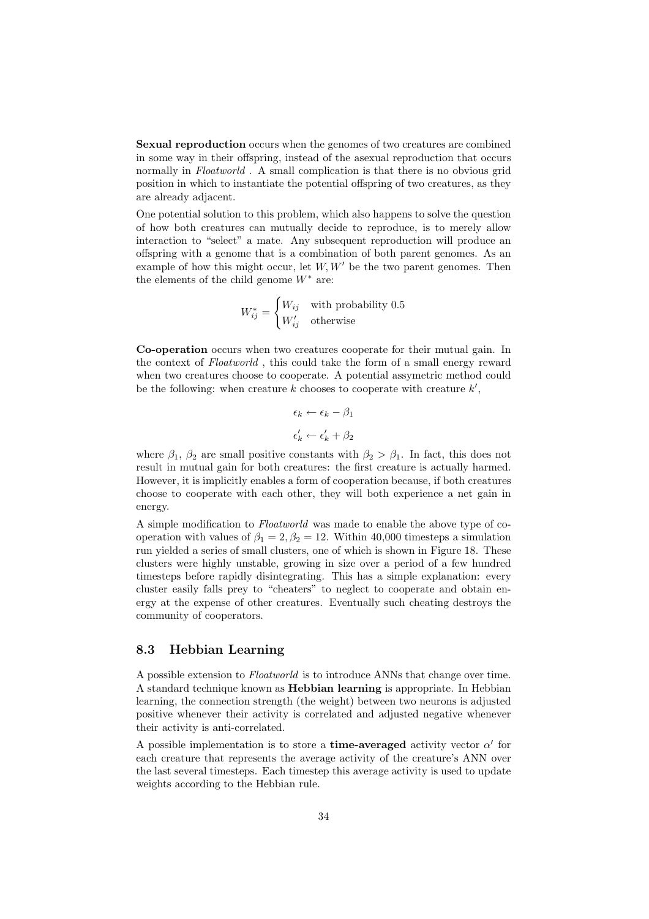**Sexual reproduction** occurs when the genomes of two creatures are combined in some way in their offspring, instead of the asexual reproduction that occurs normally in *Floatworld* . A small complication is that there is no obvious grid position in which to instantiate the potential offspring of two creatures, as they are already adjacent.

One potential solution to this problem, which also happens to solve the question of how both creatures can mutually decide to reproduce, is to merely allow interaction to "select" a mate. Any subsequent reproduction will produce an offspring with a genome that is a combination of both parent genomes. As an example of how this might occur, let $W, W'$ be the two parent genomes. Then the elements of the child genome $W^*$ are:

$$W^*_{ij} = \begin{cases} W_{ij} & \text{with probability 0.5} \\ W'_{ij} & \text{otherwise} \end{cases}$$

**Co-operation** occurs when two creatures cooperate for their mutual gain. In the context of *Floatworld* , this could take the form of a small energy reward when two creatures choose to cooperate. A potential assymetric method could be the following: when creature $k$ chooses to cooperate with creature $k'$,

$$\epsilon_k \leftarrow \epsilon_k - \beta_1$$

$$\epsilon'_k \leftarrow \epsilon'_k + \beta_2$$

where $\beta_1$, $\beta_2$ are small positive constants with $\beta_2 > \beta_1$. In fact, this does not result in mutual gain for both creatures: the first creature is actually harmed. However, it is implicitly enables a form of cooperation because, if both creatures choose to cooperate with each other, they will both experience a net gain in energy.

A simple modification to *Floatworld* was made to enable the above type of co-operation with values of $\beta_1 = 2, \beta_2 = 12$. Within 40,000 timesteps a simulation run yielded a series of small clusters, one of which is shown in Figure 18. These clusters were highly unstable, growing in size over a period of a few hundred timesteps before rapidly disintegrating. This has a simple explanation: every cluster easily falls prey to "cheaters" to neglect to cooperate and obtain energy at the expense of other creatures. Eventually such cheating destroys the community of cooperators.

## 8.3 Hebbian Learning

A possible extension to *Floatworld* is to introduce ANNs that change over time. A standard technique known as **Hebbian learning** is appropriate. In Hebbian learning, the connection strength (the weight) between two neurons is adjusted positive whenever their activity is correlated and adjusted negative whenever their activity is anti-correlated.

A possible implementation is to store a **time-averaged** activity vector $\alpha'$ for each creature that represents the average activity of the creature's ANN over the last several timesteps. Each timestep this average activity is used to update weights according to the Hebbian rule.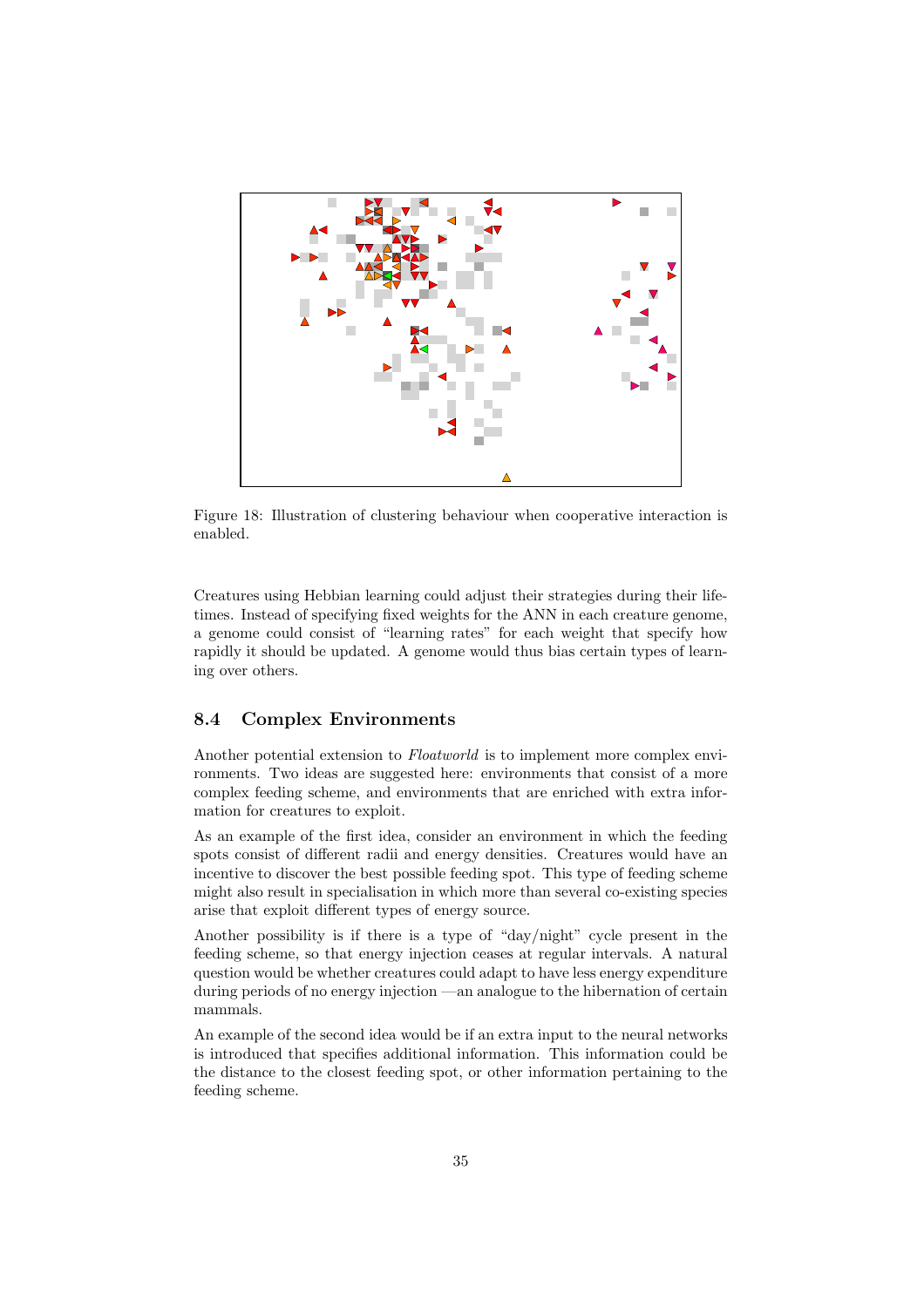Figure 18: Illustration of clustering behaviour when cooperative interaction is enabled.

Creatures using Hebbian learning could adjust their strategies during their lifetimes. Instead of specifying fixed weights for the ANN in each creature genome, a genome could consist of "learning rates" for each weight that specify how rapidly it should be updated. A genome would thus bias certain types of learning over others.

## 8.4 Complex Environments

Another potential extension to *Floatworld* is to implement more complex environments. Two ideas are suggested here: environments that consist of a more complex feeding scheme, and environments that are enriched with extra information for creatures to exploit.

As an example of the first idea, consider an environment in which the feeding spots consist of different radii and energy densities. Creatures would have an incentive to discover the best possible feeding spot. This type of feeding scheme might also result in specialisation in which more than several co-existing species arise that exploit different types of energy source.

Another possibility is if there is a type of "day/night" cycle present in the feeding scheme, so that energy injection ceases at regular intervals. A natural question would be whether creatures could adapt to have less energy expenditure during periods of no energy injection —an analogue to the hibernation of certain mammals.

An example of the second idea would be if an extra input to the neural networks is introduced that specifies additional information. This information could be the distance to the closest feeding spot, or other information pertaining to the feeding scheme.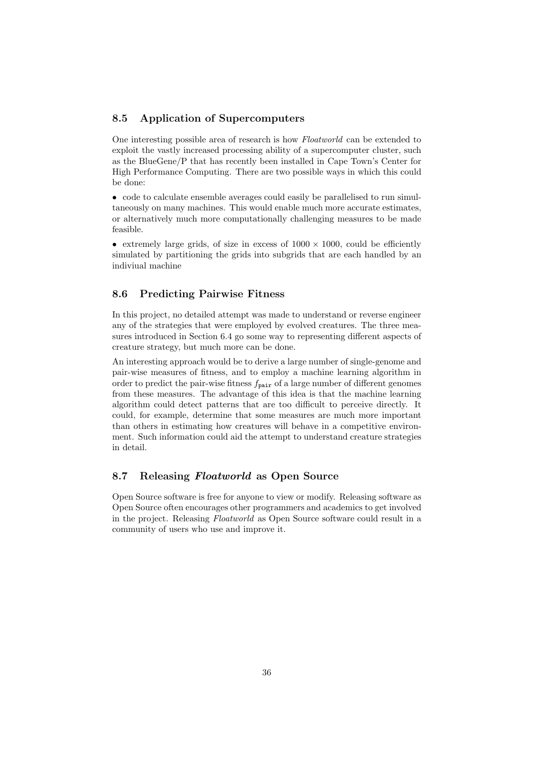## 8.5 Application of Supercomputers

One interesting possible area of research is how *Floatworld* can be extended to exploit the vastly increased processing ability of a supercomputer cluster, such as the BlueGene/P that has recently been installed in Cape Town's Center for High Performance Computing. There are two possible ways in which this could be done:

- code to calculate ensemble averages could easily be parallelised to run simultaneously on many machines. This would enable much more accurate estimates, or alternatively much more computationally challenging measures to be made feasible.

- extremely large grids, of size in excess of $1000 \times 1000$, could be efficiently simulated by partitioning the grids into subgrids that are each handled by an indiviual machine

## 8.6 Predicting Pairwise Fitness

In this project, no detailed attempt was made to understand or reverse engineer any of the strategies that were employed by evolved creatures. The three measures introduced in Section 6.4 go some way to representing different aspects of creature strategy, but much more can be done.

An interesting approach would be to derive a large number of single-genome and pair-wise measures of fitness, and to employ a machine learning algorithm in order to predict the pair-wise fitness $f_{\texttt{pair}}$ of a large number of different genomes from these measures. The advantage of this idea is that the machine learning algorithm could detect patterns that are too difficult to perceive directly. It could, for example, determine that some measures are much more important than others in estimating how creatures will behave in a competitive environment. Such information could aid the attempt to understand creature strategies in detail.

## 8.7 Releasing *Floatworld* as Open Source

Open Source software is free for anyone to view or modify. Releasing software as Open Source often encourages other programmers and academics to get involved in the project. Releasing *Floatworld* as Open Source software could result in a community of users who use and improve it.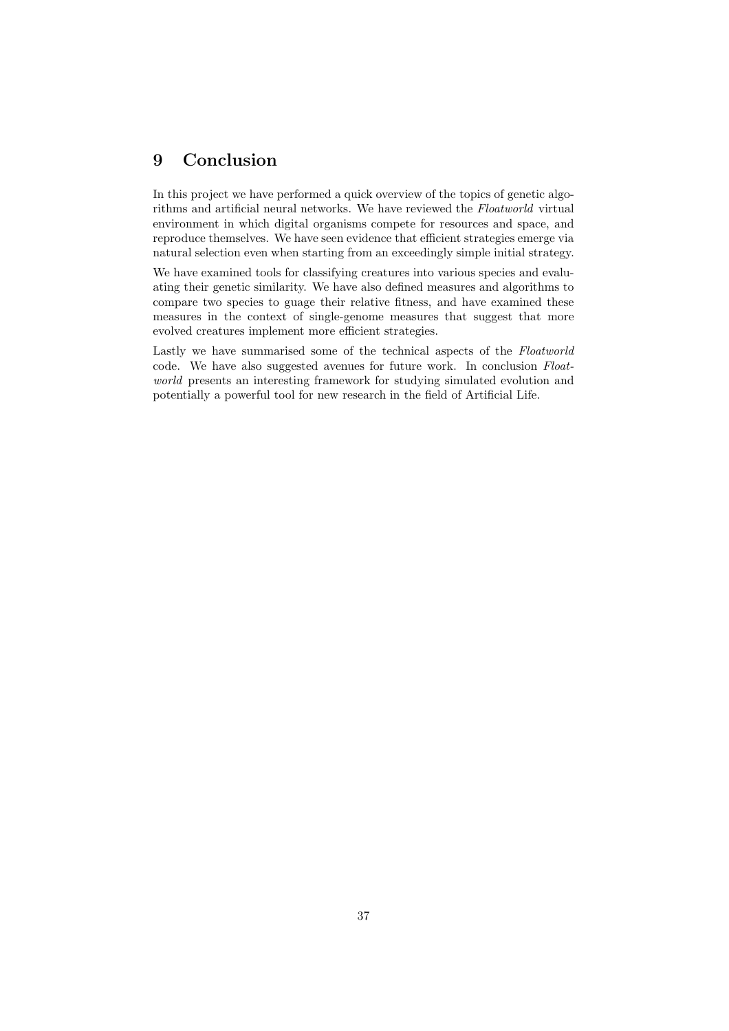# 9 Conclusion

In this project we have performed a quick overview of the topics of genetic algorithms and artificial neural networks. We have reviewed the *Floatworld* virtual environment in which digital organisms compete for resources and space, and reproduce themselves. We have seen evidence that efficient strategies emerge via natural selection even when starting from an exceedingly simple initial strategy.

We have examined tools for classifying creatures into various species and evaluating their genetic similarity. We have also defined measures and algorithms to compare two species to guage their relative fitness, and have examined these measures in the context of single-genome measures that suggest that more evolved creatures implement more efficient strategies.

Lastly we have summarised some of the technical aspects of the *Floatworld* code. We have also suggested avenues for future work. In conclusion *Floatworld* presents an interesting framework for studying simulated evolution and potentially a powerful tool for new research in the field of Artificial Life.